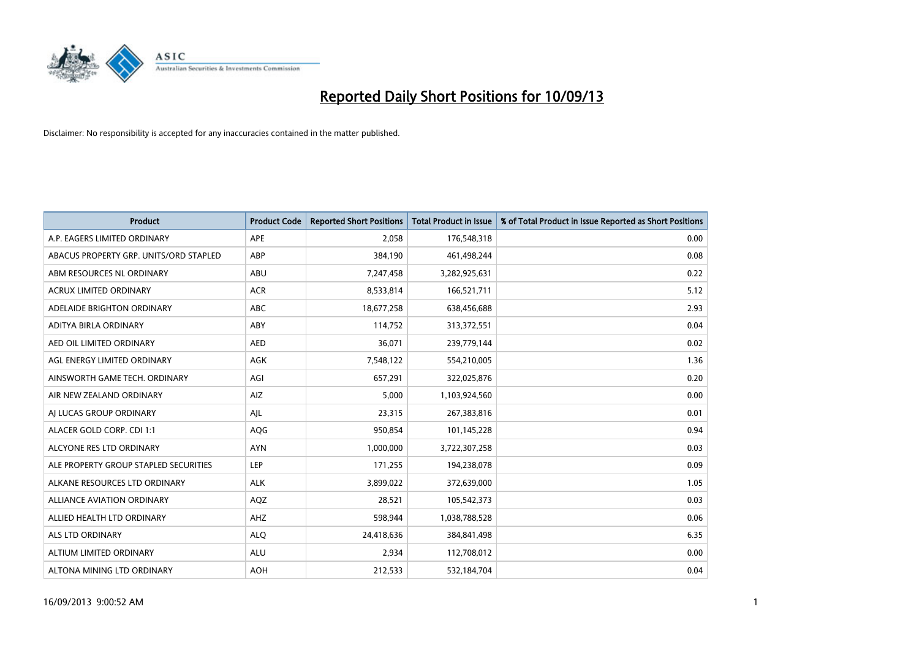# Reported Daily Short Positions for 10/09/13

Disclaimer: No responsibility is accepted for any inaccuracies contained in the matter published.

| Product | Product Code | Reported Short Positions | Total Product in Issue | % of Total Product in Issue Reported as Short Positions |
|---|---|---|---|---|
| A.P. EAGERS LIMITED ORDINARY | APE | 2,058 | 176,548,318 | 0.00 |
| ABACUS PROPERTY GRP. UNITS/ORD STAPLED | ABP | 384,190 | 461,498,244 | 0.08 |
| ABM RESOURCES NL ORDINARY | ABU | 7,247,458 | 3,282,925,631 | 0.22 |
| ACRUX LIMITED ORDINARY | ACR | 8,533,814 | 166,521,711 | 5.12 |
| ADELAIDE BRIGHTON ORDINARY | ABC | 18,677,258 | 638,456,688 | 2.93 |
| ADITYA BIRLA ORDINARY | ABY | 114,752 | 313,372,551 | 0.04 |
| AED OIL LIMITED ORDINARY | AED | 36,071 | 239,779,144 | 0.02 |
| AGL ENERGY LIMITED ORDINARY | AGK | 7,548,122 | 554,210,005 | 1.36 |
| AINSWORTH GAME TECH. ORDINARY | AGI | 657,291 | 322,025,876 | 0.20 |
| AIR NEW ZEALAND ORDINARY | AIZ | 5,000 | 1,103,924,560 | 0.00 |
| AJ LUCAS GROUP ORDINARY | AJL | 23,315 | 267,383,816 | 0.01 |
| ALACER GOLD CORP. CDI 1:1 | AQG | 950,854 | 101,145,228 | 0.94 |
| ALCYONE RES LTD ORDINARY | AYN | 1,000,000 | 3,722,307,258 | 0.03 |
| ALE PROPERTY GROUP STAPLED SECURITIES | LEP | 171,255 | 194,238,078 | 0.09 |
| ALKANE RESOURCES LTD ORDINARY | ALK | 3,899,022 | 372,639,000 | 1.05 |
| ALLIANCE AVIATION ORDINARY | AQZ | 28,521 | 105,542,373 | 0.03 |
| ALLIED HEALTH LTD ORDINARY | AHZ | 598,944 | 1,038,788,528 | 0.06 |
| ALS LTD ORDINARY | ALQ | 24,418,636 | 384,841,498 | 6.35 |
| ALTIUM LIMITED ORDINARY | ALU | 2,934 | 112,708,012 | 0.00 |
| ALTONA MINING LTD ORDINARY | AOH | 212,533 | 532,184,704 | 0.04 |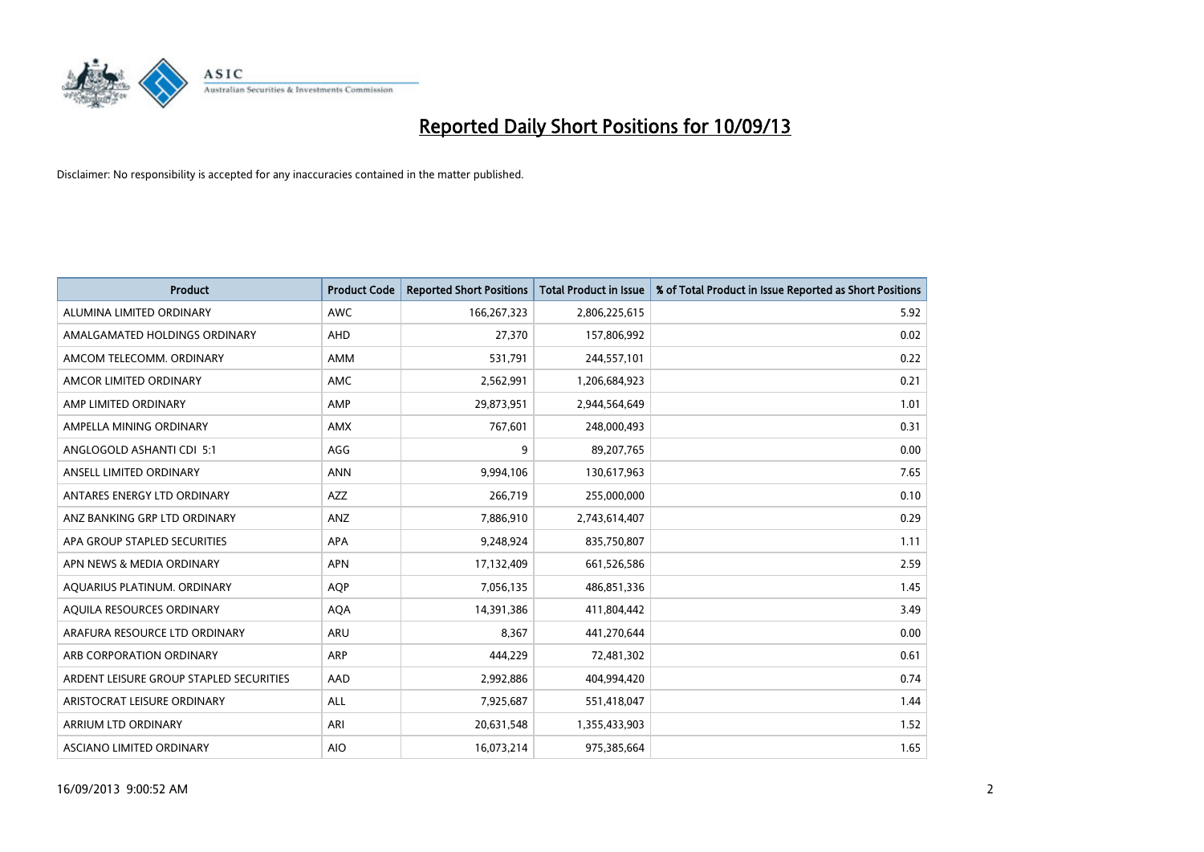# Reported Daily Short Positions for 10/09/13

Disclaimer: No responsibility is accepted for any inaccuracies contained in the matter published.

| Product | Product Code | Reported Short Positions | Total Product in Issue | % of Total Product in Issue Reported as Short Positions |
|---|---|---|---|---|
| ALUMINA LIMITED ORDINARY | AWC | 166,267,323 | 2,806,225,615 | 5.92 |
| AMALGAMATED HOLDINGS ORDINARY | AHD | 27,370 | 157,806,992 | 0.02 |
| AMCOM TELECOMM. ORDINARY | AMM | 531,791 | 244,557,101 | 0.22 |
| AMCOR LIMITED ORDINARY | AMC | 2,562,991 | 1,206,684,923 | 0.21 |
| AMP LIMITED ORDINARY | AMP | 29,873,951 | 2,944,564,649 | 1.01 |
| AMPELLA MINING ORDINARY | AMX | 767,601 | 248,000,493 | 0.31 |
| ANGLOGOLD ASHANTI CDI 5:1 | AGG | 9 | 89,207,765 | 0.00 |
| ANSELL LIMITED ORDINARY | ANN | 9,994,106 | 130,617,963 | 7.65 |
| ANTARES ENERGY LTD ORDINARY | AZZ | 266,719 | 255,000,000 | 0.10 |
| ANZ BANKING GRP LTD ORDINARY | ANZ | 7,886,910 | 2,743,614,407 | 0.29 |
| APA GROUP STAPLED SECURITIES | APA | 9,248,924 | 835,750,807 | 1.11 |
| APN NEWS & MEDIA ORDINARY | APN | 17,132,409 | 661,526,586 | 2.59 |
| AQUARIUS PLATINUM. ORDINARY | AQP | 7,056,135 | 486,851,336 | 1.45 |
| AQUILA RESOURCES ORDINARY | AQA | 14,391,386 | 411,804,442 | 3.49 |
| ARAFURA RESOURCE LTD ORDINARY | ARU | 8,367 | 441,270,644 | 0.00 |
| ARB CORPORATION ORDINARY | ARP | 444,229 | 72,481,302 | 0.61 |
| ARDENT LEISURE GROUP STAPLED SECURITIES | AAD | 2,992,886 | 404,994,420 | 0.74 |
| ARISTOCRAT LEISURE ORDINARY | ALL | 7,925,687 | 551,418,047 | 1.44 |
| ARRIUM LTD ORDINARY | ARI | 20,631,548 | 1,355,433,903 | 1.52 |
| ASCIANO LIMITED ORDINARY | AIO | 16,073,214 | 975,385,664 | 1.65 |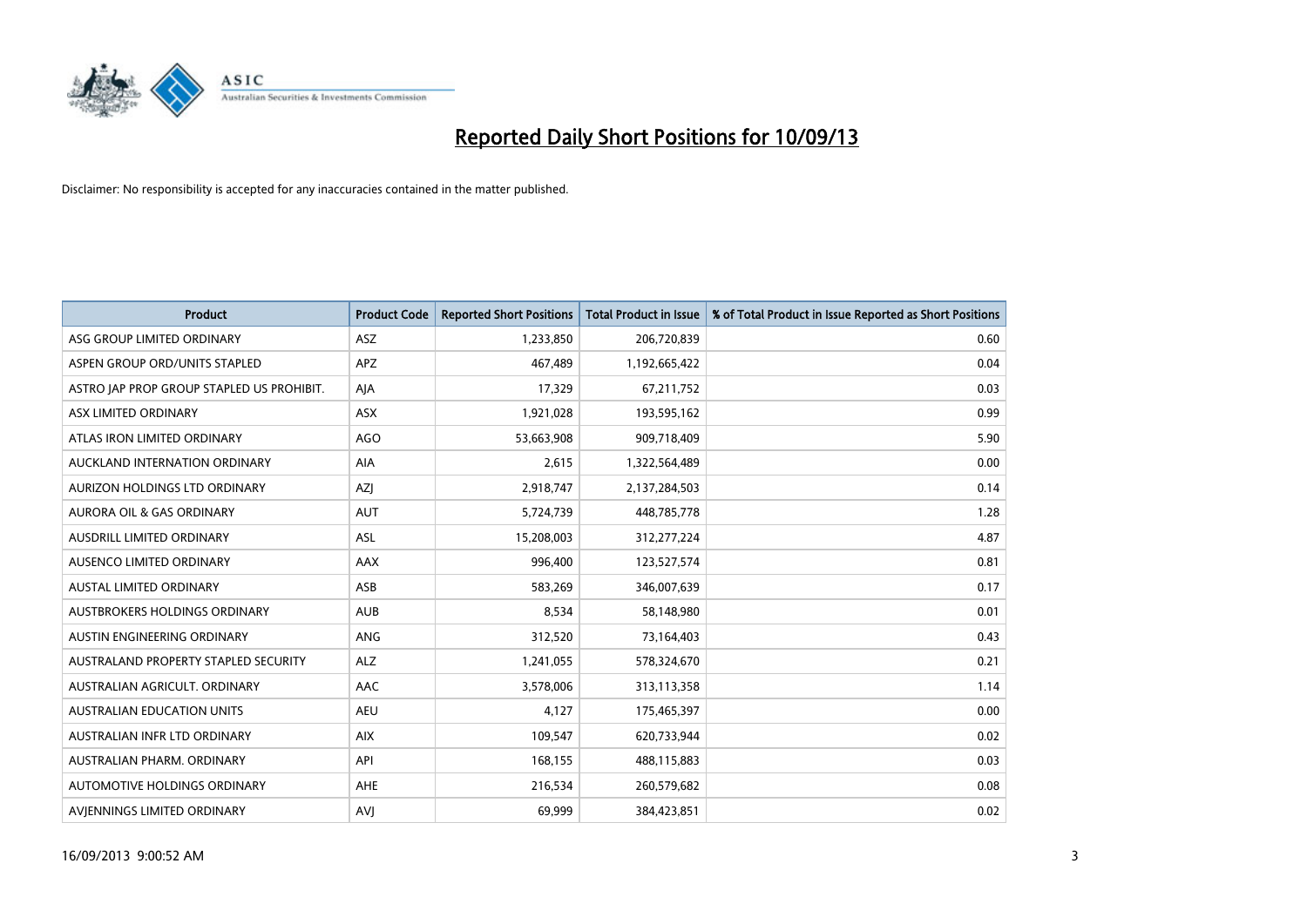# Reported Daily Short Positions for 10/09/13

Disclaimer: No responsibility is accepted for any inaccuracies contained in the matter published.

| Product | Product Code | Reported Short Positions | Total Product in Issue | % of Total Product in Issue Reported as Short Positions |
|---|---|---|---|---|
| ASG GROUP LIMITED ORDINARY | ASZ | 1,233,850 | 206,720,839 | 0.60 |
| ASPEN GROUP ORD/UNITS STAPLED | APZ | 467,489 | 1,192,665,422 | 0.04 |
| ASTRO JAP PROP GROUP STAPLED US PROHIBIT. | AJA | 17,329 | 67,211,752 | 0.03 |
| ASX LIMITED ORDINARY | ASX | 1,921,028 | 193,595,162 | 0.99 |
| ATLAS IRON LIMITED ORDINARY | AGO | 53,663,908 | 909,718,409 | 5.90 |
| AUCKLAND INTERNATION ORDINARY | AIA | 2,615 | 1,322,564,489 | 0.00 |
| AURIZON HOLDINGS LTD ORDINARY | AZJ | 2,918,747 | 2,137,284,503 | 0.14 |
| AURORA OIL & GAS ORDINARY | AUT | 5,724,739 | 448,785,778 | 1.28 |
| AUSDRILL LIMITED ORDINARY | ASL | 15,208,003 | 312,277,224 | 4.87 |
| AUSENCO LIMITED ORDINARY | AAX | 996,400 | 123,527,574 | 0.81 |
| AUSTAL LIMITED ORDINARY | ASB | 583,269 | 346,007,639 | 0.17 |
| AUSTBROKERS HOLDINGS ORDINARY | AUB | 8,534 | 58,148,980 | 0.01 |
| AUSTIN ENGINEERING ORDINARY | ANG | 312,520 | 73,164,403 | 0.43 |
| AUSTRALAND PROPERTY STAPLED SECURITY | ALZ | 1,241,055 | 578,324,670 | 0.21 |
| AUSTRALIAN AGRICULT. ORDINARY | AAC | 3,578,006 | 313,113,358 | 1.14 |
| AUSTRALIAN EDUCATION UNITS | AEU | 4,127 | 175,465,397 | 0.00 |
| AUSTRALIAN INFR LTD ORDINARY | AIX | 109,547 | 620,733,944 | 0.02 |
| AUSTRALIAN PHARM. ORDINARY | API | 168,155 | 488,115,883 | 0.03 |
| AUTOMOTIVE HOLDINGS ORDINARY | AHE | 216,534 | 260,579,682 | 0.08 |
| AVJENNINGS LIMITED ORDINARY | AVJ | 69,999 | 384,423,851 | 0.02 |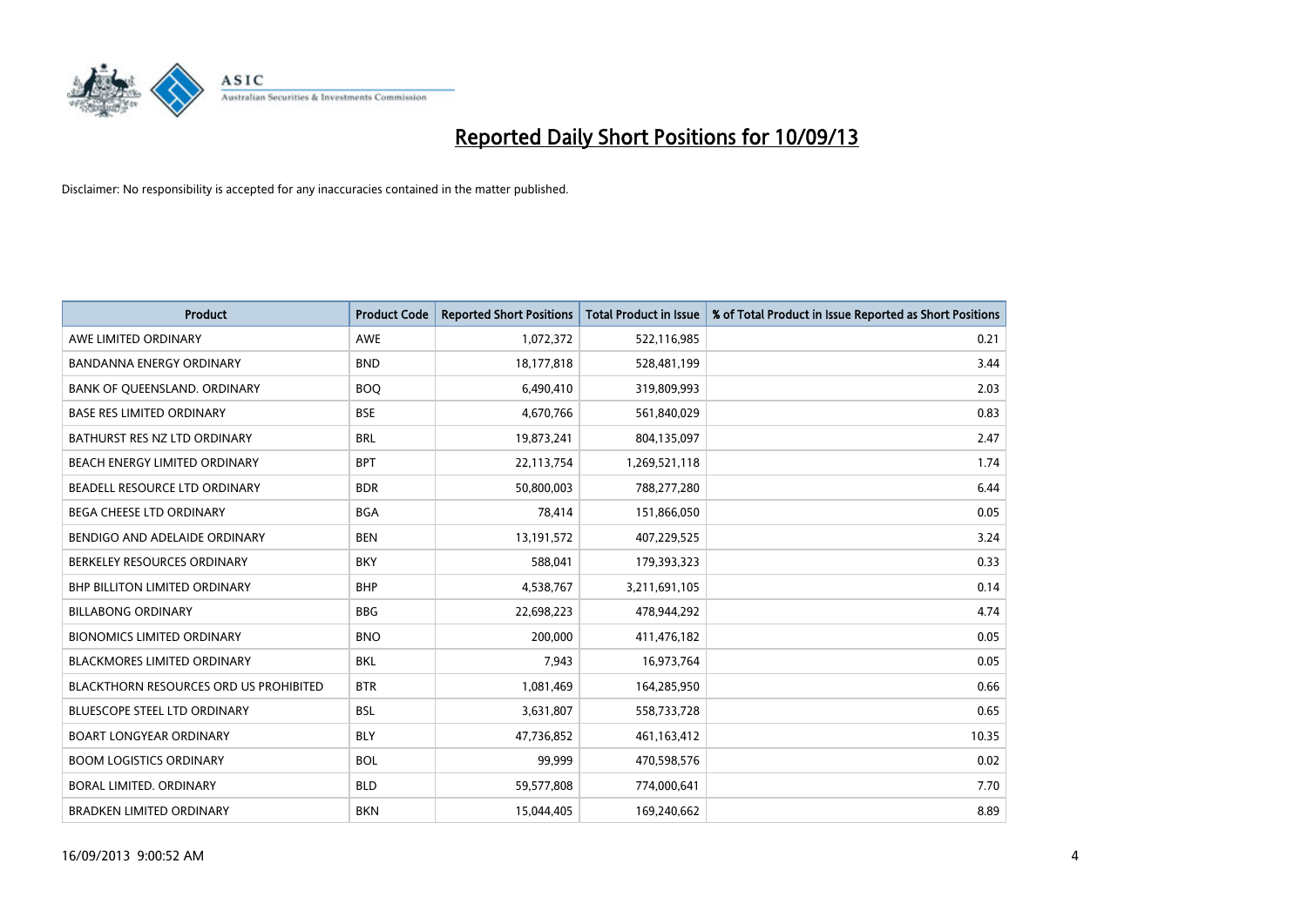# Reported Daily Short Positions for 10/09/13

Disclaimer: No responsibility is accepted for any inaccuracies contained in the matter published.

| Product | Product Code | Reported Short Positions | Total Product in Issue | % of Total Product in Issue Reported as Short Positions |
|---|---|---|---|---|
| AWE LIMITED ORDINARY | AWE | 1,072,372 | 522,116,985 | 0.21 |
| BANDANNA ENERGY ORDINARY | BND | 18,177,818 | 528,481,199 | 3.44 |
| BANK OF QUEENSLAND. ORDINARY | BOQ | 6,490,410 | 319,809,993 | 2.03 |
| BASE RES LIMITED ORDINARY | BSE | 4,670,766 | 561,840,029 | 0.83 |
| BATHURST RES NZ LTD ORDINARY | BRL | 19,873,241 | 804,135,097 | 2.47 |
| BEACH ENERGY LIMITED ORDINARY | BPT | 22,113,754 | 1,269,521,118 | 1.74 |
| BEADELL RESOURCE LTD ORDINARY | BDR | 50,800,003 | 788,277,280 | 6.44 |
| BEGA CHEESE LTD ORDINARY | BGA | 78,414 | 151,866,050 | 0.05 |
| BENDIGO AND ADELAIDE ORDINARY | BEN | 13,191,572 | 407,229,525 | 3.24 |
| BERKELEY RESOURCES ORDINARY | BKY | 588,041 | 179,393,323 | 0.33 |
| BHP BILLITON LIMITED ORDINARY | BHP | 4,538,767 | 3,211,691,105 | 0.14 |
| BILLABONG ORDINARY | BBG | 22,698,223 | 478,944,292 | 4.74 |
| BIONOMICS LIMITED ORDINARY | BNO | 200,000 | 411,476,182 | 0.05 |
| BLACKMORES LIMITED ORDINARY | BKL | 7,943 | 16,973,764 | 0.05 |
| BLACKTHORN RESOURCES ORD US PROHIBITED | BTR | 1,081,469 | 164,285,950 | 0.66 |
| BLUESCOPE STEEL LTD ORDINARY | BSL | 3,631,807 | 558,733,728 | 0.65 |
| BOART LONGYEAR ORDINARY | BLY | 47,736,852 | 461,163,412 | 10.35 |
| BOOM LOGISTICS ORDINARY | BOL | 99,999 | 470,598,576 | 0.02 |
| BORAL LIMITED. ORDINARY | BLD | 59,577,808 | 774,000,641 | 7.70 |
| BRADKEN LIMITED ORDINARY | BKN | 15,044,405 | 169,240,662 | 8.89 |

16/09/2013 9:00:52 AM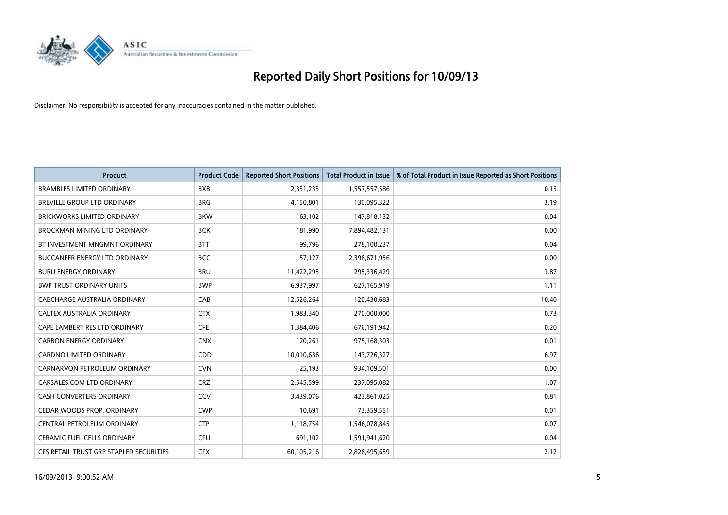# Reported Daily Short Positions for 10/09/13

Disclaimer: No responsibility is accepted for any inaccuracies contained in the matter published.

| Product | Product Code | Reported Short Positions | Total Product in Issue | % of Total Product in Issue Reported as Short Positions |
|---|---|---|---|---|
| BRAMBLES LIMITED ORDINARY | BXB | 2,351,235 | 1,557,557,586 | 0.15 |
| BREVILLE GROUP LTD ORDINARY | BRG | 4,150,801 | 130,095,322 | 3.19 |
| BRICKWORKS LIMITED ORDINARY | BKW | 63,102 | 147,818,132 | 0.04 |
| BROCKMAN MINING LTD ORDINARY | BCK | 181,990 | 7,894,482,131 | 0.00 |
| BT INVESTMENT MNGMNT ORDINARY | BTT | 99,796 | 278,100,237 | 0.04 |
| BUCCANEER ENERGY LTD ORDINARY | BCC | 57,127 | 2,398,671,956 | 0.00 |
| BURU ENERGY ORDINARY | BRU | 11,422,295 | 295,336,429 | 3.87 |
| BWP TRUST ORDINARY UNITS | BWP | 6,937,997 | 627,165,919 | 1.11 |
| CABCHARGE AUSTRALIA ORDINARY | CAB | 12,526,264 | 120,430,683 | 10.40 |
| CALTEX AUSTRALIA ORDINARY | CTX | 1,983,340 | 270,000,000 | 0.73 |
| CAPE LAMBERT RES LTD ORDINARY | CFE | 1,384,406 | 676,191,942 | 0.20 |
| CARBON ENERGY ORDINARY | CNX | 120,261 | 975,168,303 | 0.01 |
| CARDNO LIMITED ORDINARY | CDD | 10,010,636 | 143,726,327 | 6.97 |
| CARNARVON PETROLEUM ORDINARY | CVN | 25,193 | 934,109,501 | 0.00 |
| CARSALES.COM LTD ORDINARY | CRZ | 2,545,599 | 237,095,082 | 1.07 |
| CASH CONVERTERS ORDINARY | CCV | 3,439,076 | 423,861,025 | 0.81 |
| CEDAR WOODS PROP. ORDINARY | CWP | 10,691 | 73,359,551 | 0.01 |
| CENTRAL PETROLEUM ORDINARY | CTP | 1,118,754 | 1,546,078,845 | 0.07 |
| CERAMIC FUEL CELLS ORDINARY | CFU | 691,102 | 1,591,941,620 | 0.04 |
| CFS RETAIL TRUST GRP STAPLED SECURITIES | CFX | 60,105,216 | 2,828,495,659 | 2.12 |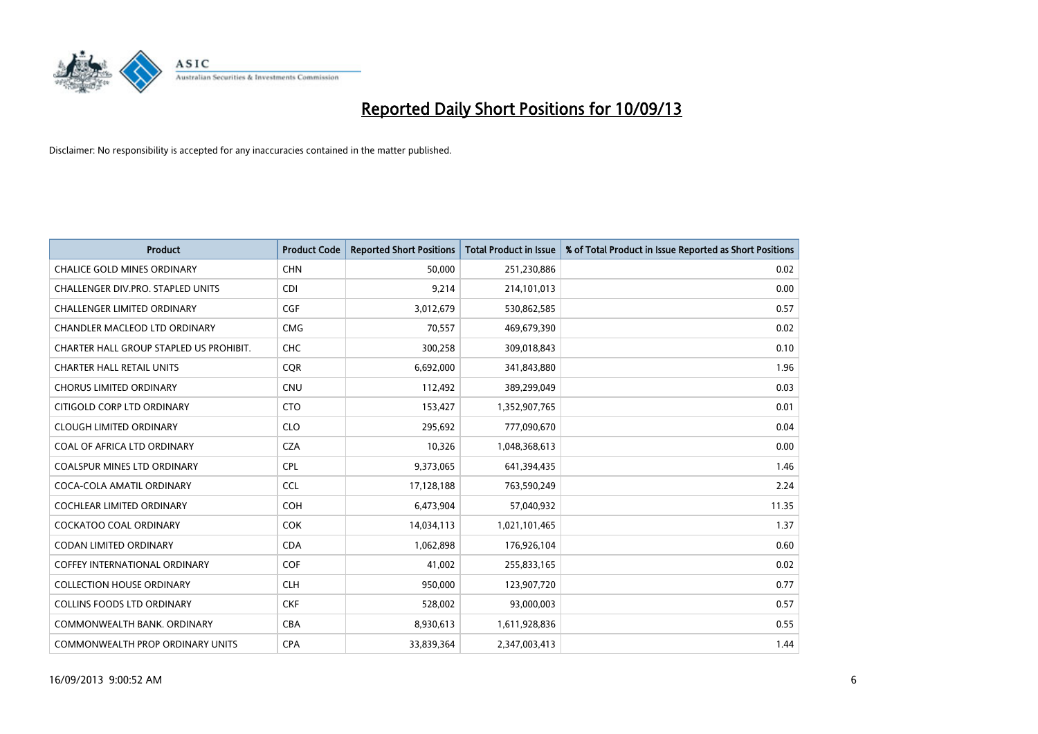# Reported Daily Short Positions for 10/09/13

Disclaimer: No responsibility is accepted for any inaccuracies contained in the matter published.

| Product | Product Code | Reported Short Positions | Total Product in Issue | % of Total Product in Issue Reported as Short Positions |
|---|---|---|---|---|
| CHALICE GOLD MINES ORDINARY | CHN | 50,000 | 251,230,886 | 0.02 |
| CHALLENGER DIV.PRO. STAPLED UNITS | CDI | 9,214 | 214,101,013 | 0.00 |
| CHALLENGER LIMITED ORDINARY | CGF | 3,012,679 | 530,862,585 | 0.57 |
| CHANDLER MACLEOD LTD ORDINARY | CMG | 70,557 | 469,679,390 | 0.02 |
| CHARTER HALL GROUP STAPLED US PROHIBIT. | CHC | 300,258 | 309,018,843 | 0.10 |
| CHARTER HALL RETAIL UNITS | CQR | 6,692,000 | 341,843,880 | 1.96 |
| CHORUS LIMITED ORDINARY | CNU | 112,492 | 389,299,049 | 0.03 |
| CITIGOLD CORP LTD ORDINARY | CTO | 153,427 | 1,352,907,765 | 0.01 |
| CLOUGH LIMITED ORDINARY | CLO | 295,692 | 777,090,670 | 0.04 |
| COAL OF AFRICA LTD ORDINARY | CZA | 10,326 | 1,048,368,613 | 0.00 |
| COALSPUR MINES LTD ORDINARY | CPL | 9,373,065 | 641,394,435 | 1.46 |
| COCA-COLA AMATIL ORDINARY | CCL | 17,128,188 | 763,590,249 | 2.24 |
| COCHLEAR LIMITED ORDINARY | COH | 6,473,904 | 57,040,932 | 11.35 |
| COCKATOO COAL ORDINARY | COK | 14,034,113 | 1,021,101,465 | 1.37 |
| CODAN LIMITED ORDINARY | CDA | 1,062,898 | 176,926,104 | 0.60 |
| COFFEY INTERNATIONAL ORDINARY | COF | 41,002 | 255,833,165 | 0.02 |
| COLLECTION HOUSE ORDINARY | CLH | 950,000 | 123,907,720 | 0.77 |
| COLLINS FOODS LTD ORDINARY | CKF | 528,002 | 93,000,003 | 0.57 |
| COMMONWEALTH BANK. ORDINARY | CBA | 8,930,613 | 1,611,928,836 | 0.55 |
| COMMONWEALTH PROP ORDINARY UNITS | CPA | 33,839,364 | 2,347,003,413 | 1.44 |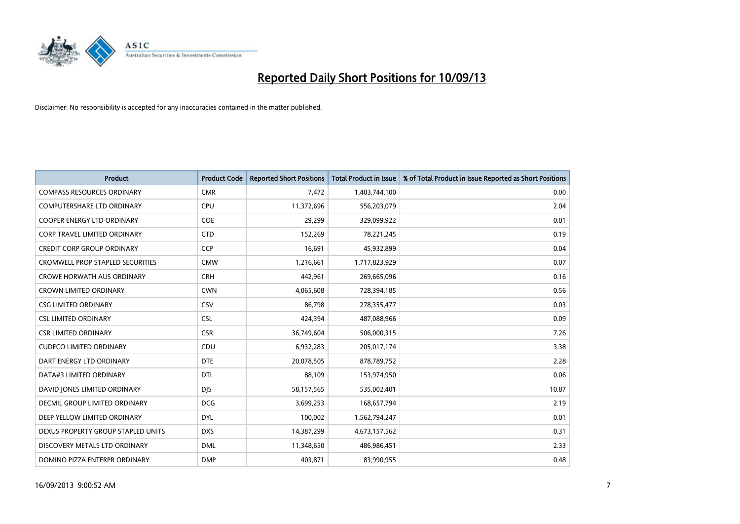# Reported Daily Short Positions for 10/09/13

Disclaimer: No responsibility is accepted for any inaccuracies contained in the matter published.

| Product | Product Code | Reported Short Positions | Total Product in Issue | % of Total Product in Issue Reported as Short Positions |
|---|---|---|---|---|
| COMPASS RESOURCES ORDINARY | CMR | 7,472 | 1,403,744,100 | 0.00 |
| COMPUTERSHARE LTD ORDINARY | CPU | 11,372,696 | 556,203,079 | 2.04 |
| COOPER ENERGY LTD ORDINARY | COE | 29,299 | 329,099,922 | 0.01 |
| CORP TRAVEL LIMITED ORDINARY | CTD | 152,269 | 78,221,245 | 0.19 |
| CREDIT CORP GROUP ORDINARY | CCP | 16,691 | 45,932,899 | 0.04 |
| CROMWELL PROP STAPLED SECURITIES | CMW | 1,216,661 | 1,717,823,929 | 0.07 |
| CROWE HORWATH AUS ORDINARY | CRH | 442,961 | 269,665,096 | 0.16 |
| CROWN LIMITED ORDINARY | CWN | 4,065,608 | 728,394,185 | 0.56 |
| CSG LIMITED ORDINARY | CSV | 86,798 | 278,355,477 | 0.03 |
| CSL LIMITED ORDINARY | CSL | 424,394 | 487,088,966 | 0.09 |
| CSR LIMITED ORDINARY | CSR | 36,749,604 | 506,000,315 | 7.26 |
| CUDECO LIMITED ORDINARY | CDU | 6,932,283 | 205,017,174 | 3.38 |
| DART ENERGY LTD ORDINARY | DTE | 20,078,505 | 878,789,752 | 2.28 |
| DATA#3 LIMITED ORDINARY | DTL | 88,109 | 153,974,950 | 0.06 |
| DAVID JONES LIMITED ORDINARY | DJS | 58,157,565 | 535,002,401 | 10.87 |
| DECMIL GROUP LIMITED ORDINARY | DCG | 3,699,253 | 168,657,794 | 2.19 |
| DEEP YELLOW LIMITED ORDINARY | DYL | 100,002 | 1,562,794,247 | 0.01 |
| DEXUS PROPERTY GROUP STAPLED UNITS | DXS | 14,387,299 | 4,673,157,562 | 0.31 |
| DISCOVERY METALS LTD ORDINARY | DML | 11,348,650 | 486,986,451 | 2.33 |
| DOMINO PIZZA ENTERPR ORDINARY | DMP | 403,871 | 83,990,955 | 0.48 |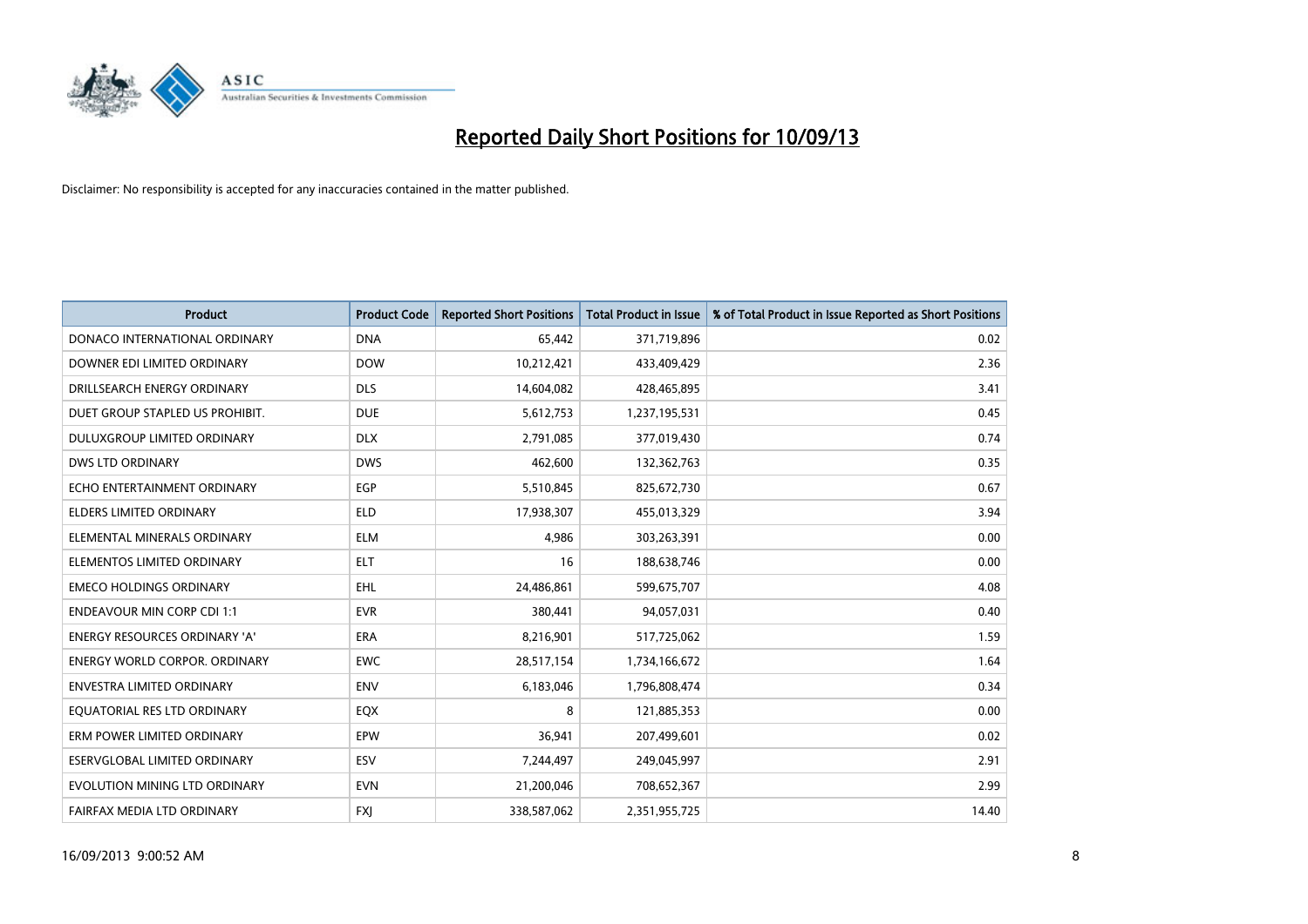# Reported Daily Short Positions for 10/09/13

Disclaimer: No responsibility is accepted for any inaccuracies contained in the matter published.

| Product | Product Code | Reported Short Positions | Total Product in Issue | % of Total Product in Issue Reported as Short Positions |
|---|---|---|---|---|
| DONACO INTERNATIONAL ORDINARY | DNA | 65,442 | 371,719,896 | 0.02 |
| DOWNER EDI LIMITED ORDINARY | DOW | 10,212,421 | 433,409,429 | 2.36 |
| DRILLSEARCH ENERGY ORDINARY | DLS | 14,604,082 | 428,465,895 | 3.41 |
| DUET GROUP STAPLED US PROHIBIT. | DUE | 5,612,753 | 1,237,195,531 | 0.45 |
| DULUXGROUP LIMITED ORDINARY | DLX | 2,791,085 | 377,019,430 | 0.74 |
| DWS LTD ORDINARY | DWS | 462,600 | 132,362,763 | 0.35 |
| ECHO ENTERTAINMENT ORDINARY | EGP | 5,510,845 | 825,672,730 | 0.67 |
| ELDERS LIMITED ORDINARY | ELD | 17,938,307 | 455,013,329 | 3.94 |
| ELEMENTAL MINERALS ORDINARY | ELM | 4,986 | 303,263,391 | 0.00 |
| ELEMENTOS LIMITED ORDINARY | ELT | 16 | 188,638,746 | 0.00 |
| EMECO HOLDINGS ORDINARY | EHL | 24,486,861 | 599,675,707 | 4.08 |
| ENDEAVOUR MIN CORP CDI 1:1 | EVR | 380,441 | 94,057,031 | 0.40 |
| ENERGY RESOURCES ORDINARY 'A' | ERA | 8,216,901 | 517,725,062 | 1.59 |
| ENERGY WORLD CORPOR. ORDINARY | EWC | 28,517,154 | 1,734,166,672 | 1.64 |
| ENVESTRA LIMITED ORDINARY | ENV | 6,183,046 | 1,796,808,474 | 0.34 |
| EQUATORIAL RES LTD ORDINARY | EQX | 8 | 121,885,353 | 0.00 |
| ERM POWER LIMITED ORDINARY | EPW | 36,941 | 207,499,601 | 0.02 |
| ESERVGLOBAL LIMITED ORDINARY | ESV | 7,244,497 | 249,045,997 | 2.91 |
| EVOLUTION MINING LTD ORDINARY | EVN | 21,200,046 | 708,652,367 | 2.99 |
| FAIRFAX MEDIA LTD ORDINARY | FXJ | 338,587,062 | 2,351,955,725 | 14.40 |

16/09/2013 9:00:52 AM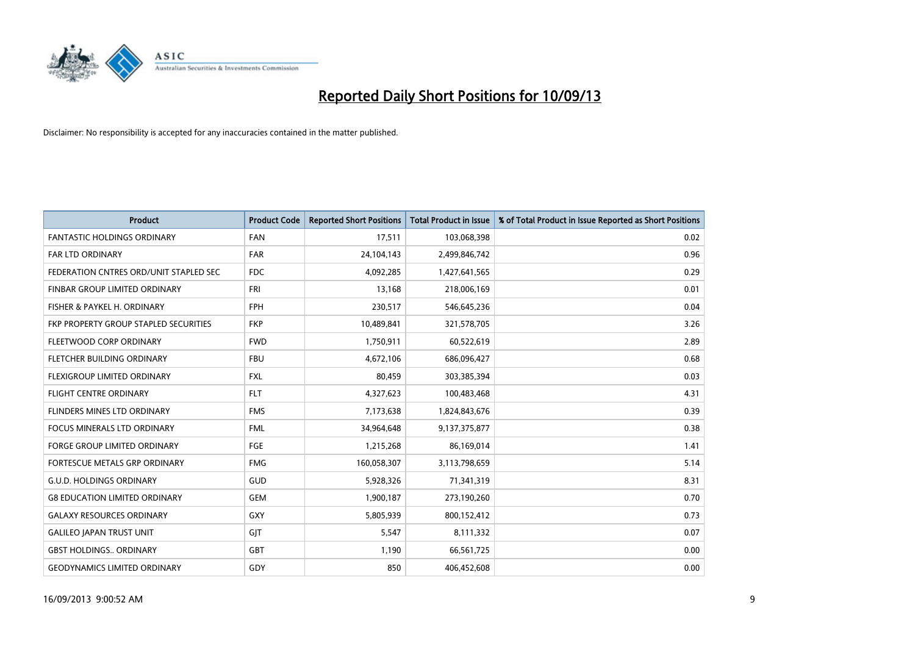# Reported Daily Short Positions for 10/09/13

Disclaimer: No responsibility is accepted for any inaccuracies contained in the matter published.

| Product | Product Code | Reported Short Positions | Total Product in Issue | % of Total Product in Issue Reported as Short Positions |
|---|---|---|---|---|
| FANTASTIC HOLDINGS ORDINARY | FAN | 17,511 | 103,068,398 | 0.02 |
| FAR LTD ORDINARY | FAR | 24,104,143 | 2,499,846,742 | 0.96 |
| FEDERATION CNTRES ORD/UNIT STAPLED SEC | FDC | 4,092,285 | 1,427,641,565 | 0.29 |
| FINBAR GROUP LIMITED ORDINARY | FRI | 13,168 | 218,006,169 | 0.01 |
| FISHER & PAYKEL H. ORDINARY | FPH | 230,517 | 546,645,236 | 0.04 |
| FKP PROPERTY GROUP STAPLED SECURITIES | FKP | 10,489,841 | 321,578,705 | 3.26 |
| FLEETWOOD CORP ORDINARY | FWD | 1,750,911 | 60,522,619 | 2.89 |
| FLETCHER BUILDING ORDINARY | FBU | 4,672,106 | 686,096,427 | 0.68 |
| FLEXIGROUP LIMITED ORDINARY | FXL | 80,459 | 303,385,394 | 0.03 |
| FLIGHT CENTRE ORDINARY | FLT | 4,327,623 | 100,483,468 | 4.31 |
| FLINDERS MINES LTD ORDINARY | FMS | 7,173,638 | 1,824,843,676 | 0.39 |
| FOCUS MINERALS LTD ORDINARY | FML | 34,964,648 | 9,137,375,877 | 0.38 |
| FORGE GROUP LIMITED ORDINARY | FGE | 1,215,268 | 86,169,014 | 1.41 |
| FORTESCUE METALS GRP ORDINARY | FMG | 160,058,307 | 3,113,798,659 | 5.14 |
| G.U.D. HOLDINGS ORDINARY | GUD | 5,928,326 | 71,341,319 | 8.31 |
| G8 EDUCATION LIMITED ORDINARY | GEM | 1,900,187 | 273,190,260 | 0.70 |
| GALAXY RESOURCES ORDINARY | GXY | 5,805,939 | 800,152,412 | 0.73 |
| GALILEO JAPAN TRUST UNIT | GJT | 5,547 | 8,111,332 | 0.07 |
| GBST HOLDINGS.. ORDINARY | GBT | 1,190 | 66,561,725 | 0.00 |
| GEODYNAMICS LIMITED ORDINARY | GDY | 850 | 406,452,608 | 0.00 |

16/09/2013 9:00:52 AM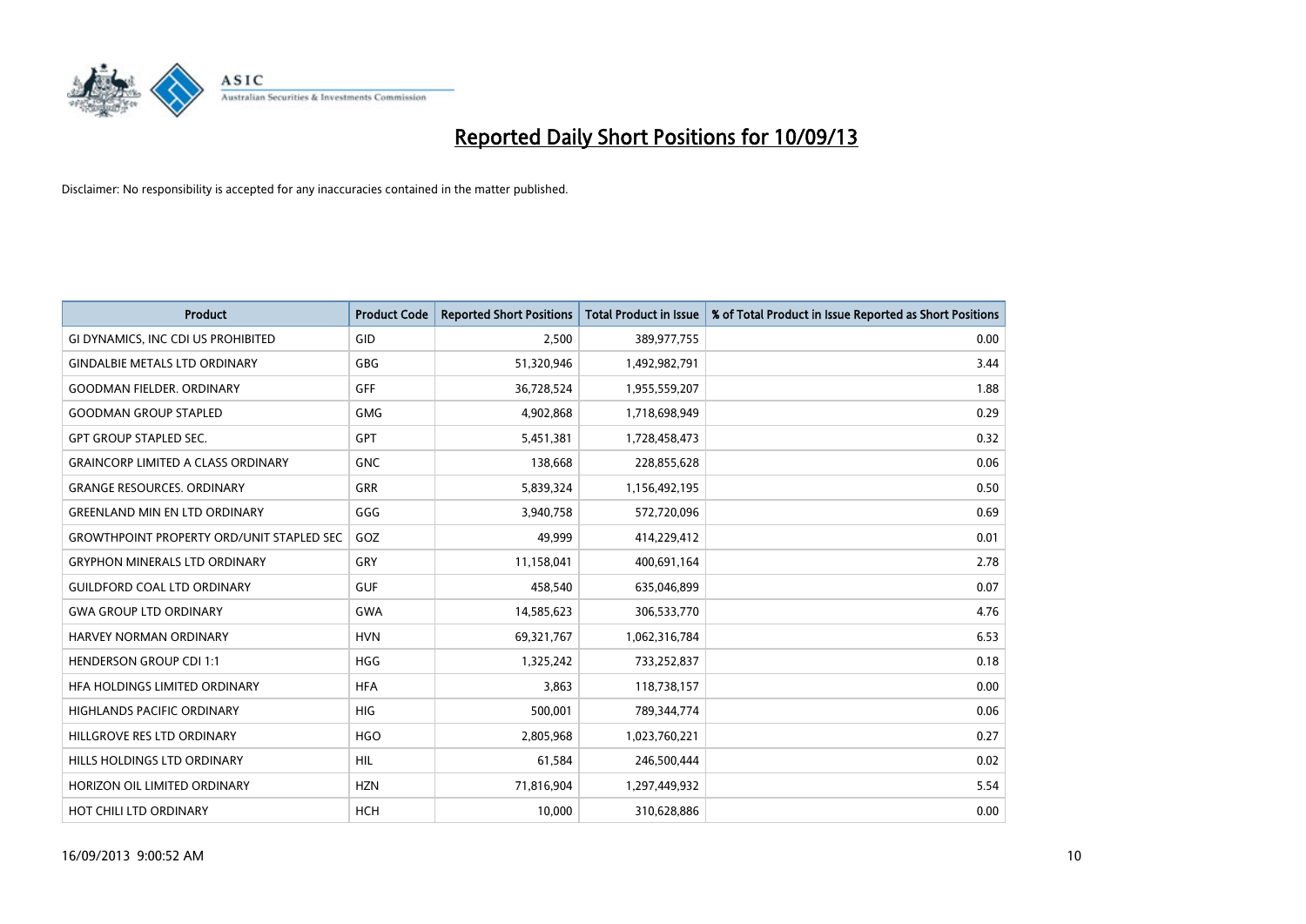# Reported Daily Short Positions for 10/09/13

Disclaimer: No responsibility is accepted for any inaccuracies contained in the matter published.

| Product | Product Code | Reported Short Positions | Total Product in Issue | % of Total Product in Issue Reported as Short Positions |
|---|---|---|---|---|
| GI DYNAMICS, INC CDI US PROHIBITED | GID | 2,500 | 389,977,755 | 0.00 |
| GINDALBIE METALS LTD ORDINARY | GBG | 51,320,946 | 1,492,982,791 | 3.44 |
| GOODMAN FIELDER. ORDINARY | GFF | 36,728,524 | 1,955,559,207 | 1.88 |
| GOODMAN GROUP STAPLED | GMG | 4,902,868 | 1,718,698,949 | 0.29 |
| GPT GROUP STAPLED SEC. | GPT | 5,451,381 | 1,728,458,473 | 0.32 |
| GRAINCORP LIMITED A CLASS ORDINARY | GNC | 138,668 | 228,855,628 | 0.06 |
| GRANGE RESOURCES. ORDINARY | GRR | 5,839,324 | 1,156,492,195 | 0.50 |
| GREENLAND MIN EN LTD ORDINARY | GGG | 3,940,758 | 572,720,096 | 0.69 |
| GROWTHPOINT PROPERTY ORD/UNIT STAPLED SEC | GOZ | 49,999 | 414,229,412 | 0.01 |
| GRYPHON MINERALS LTD ORDINARY | GRY | 11,158,041 | 400,691,164 | 2.78 |
| GUILDFORD COAL LTD ORDINARY | GUF | 458,540 | 635,046,899 | 0.07 |
| GWA GROUP LTD ORDINARY | GWA | 14,585,623 | 306,533,770 | 4.76 |
| HARVEY NORMAN ORDINARY | HVN | 69,321,767 | 1,062,316,784 | 6.53 |
| HENDERSON GROUP CDI 1:1 | HGG | 1,325,242 | 733,252,837 | 0.18 |
| HFA HOLDINGS LIMITED ORDINARY | HFA | 3,863 | 118,738,157 | 0.00 |
| HIGHLANDS PACIFIC ORDINARY | HIG | 500,001 | 789,344,774 | 0.06 |
| HILLGROVE RES LTD ORDINARY | HGO | 2,805,968 | 1,023,760,221 | 0.27 |
| HILLS HOLDINGS LTD ORDINARY | HIL | 61,584 | 246,500,444 | 0.02 |
| HORIZON OIL LIMITED ORDINARY | HZN | 71,816,904 | 1,297,449,932 | 5.54 |
| HOT CHILI LTD ORDINARY | HCH | 10,000 | 310,628,886 | 0.00 |

16/09/2013 9:00:52 AM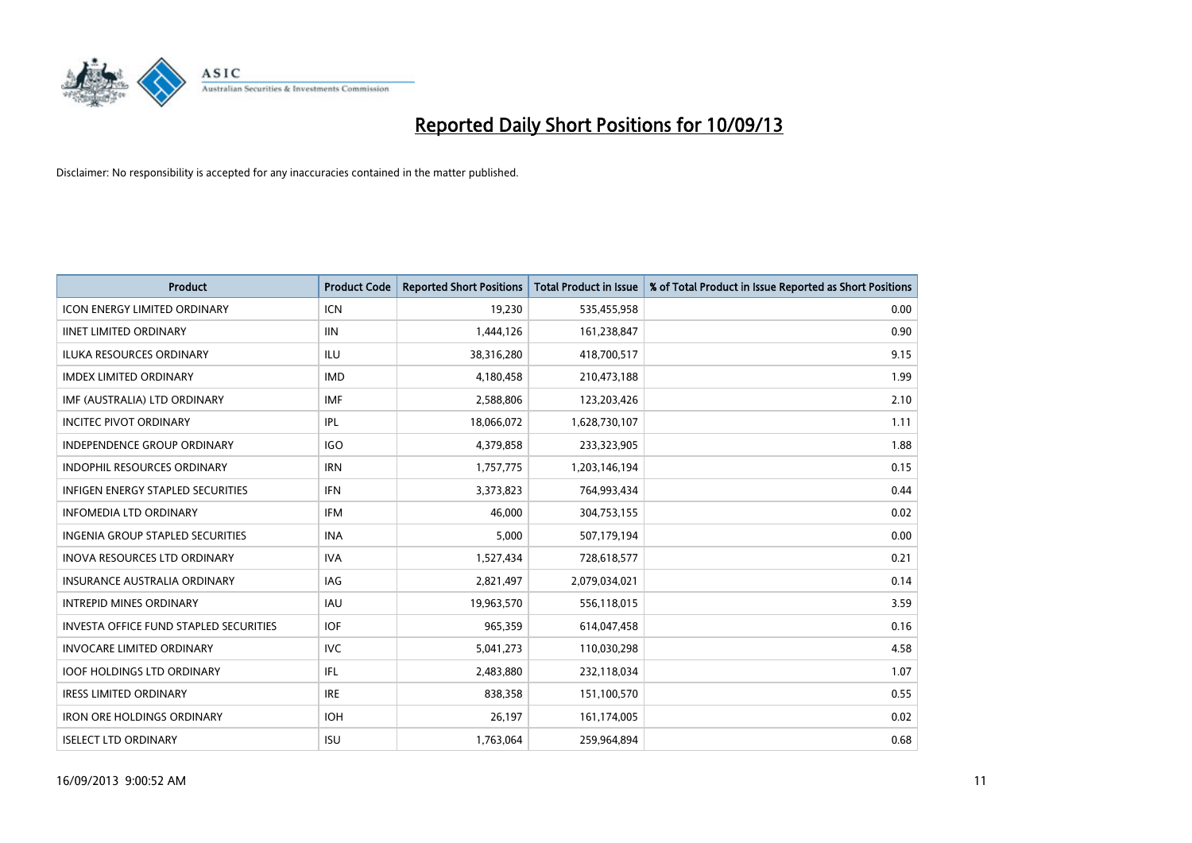# Reported Daily Short Positions for 10/09/13

Disclaimer: No responsibility is accepted for any inaccuracies contained in the matter published.

| Product | Product Code | Reported Short Positions | Total Product in Issue | % of Total Product in Issue Reported as Short Positions |
|---|---|---|---|---|
| ICON ENERGY LIMITED ORDINARY | ICN | 19,230 | 535,455,958 | 0.00 |
| IINET LIMITED ORDINARY | IIN | 1,444,126 | 161,238,847 | 0.90 |
| ILUKA RESOURCES ORDINARY | ILU | 38,316,280 | 418,700,517 | 9.15 |
| IMDEX LIMITED ORDINARY | IMD | 4,180,458 | 210,473,188 | 1.99 |
| IMF (AUSTRALIA) LTD ORDINARY | IMF | 2,588,806 | 123,203,426 | 2.10 |
| INCITEC PIVOT ORDINARY | IPL | 18,066,072 | 1,628,730,107 | 1.11 |
| INDEPENDENCE GROUP ORDINARY | IGO | 4,379,858 | 233,323,905 | 1.88 |
| INDOPHIL RESOURCES ORDINARY | IRN | 1,757,775 | 1,203,146,194 | 0.15 |
| INFIGEN ENERGY STAPLED SECURITIES | IFN | 3,373,823 | 764,993,434 | 0.44 |
| INFOMEDIA LTD ORDINARY | IFM | 46,000 | 304,753,155 | 0.02 |
| INGENIA GROUP STAPLED SECURITIES | INA | 5,000 | 507,179,194 | 0.00 |
| INOVA RESOURCES LTD ORDINARY | IVA | 1,527,434 | 728,618,577 | 0.21 |
| INSURANCE AUSTRALIA ORDINARY | IAG | 2,821,497 | 2,079,034,021 | 0.14 |
| INTREPID MINES ORDINARY | IAU | 19,963,570 | 556,118,015 | 3.59 |
| INVESTA OFFICE FUND STAPLED SECURITIES | IOF | 965,359 | 614,047,458 | 0.16 |
| INVOCARE LIMITED ORDINARY | IVC | 5,041,273 | 110,030,298 | 4.58 |
| IOOF HOLDINGS LTD ORDINARY | IFL | 2,483,880 | 232,118,034 | 1.07 |
| IRESS LIMITED ORDINARY | IRE | 838,358 | 151,100,570 | 0.55 |
| IRON ORE HOLDINGS ORDINARY | IOH | 26,197 | 161,174,005 | 0.02 |
| ISELECT LTD ORDINARY | ISU | 1,763,064 | 259,964,894 | 0.68 |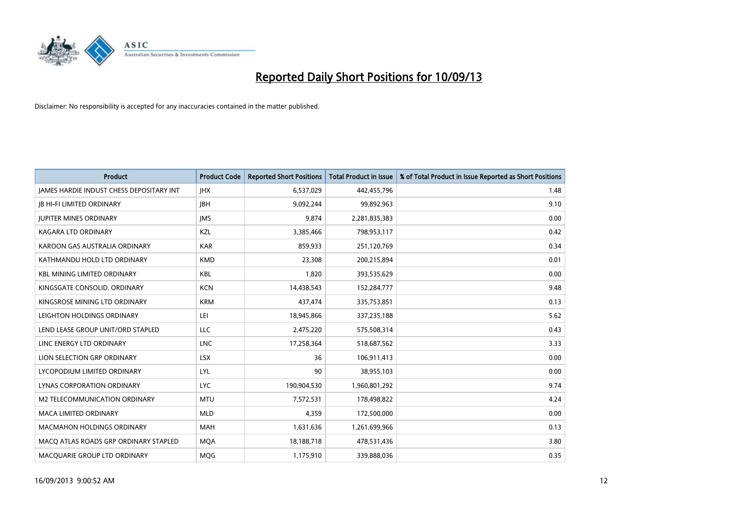# Reported Daily Short Positions for 10/09/13

Disclaimer: No responsibility is accepted for any inaccuracies contained in the matter published.

| Product | Product Code | Reported Short Positions | Total Product in Issue | % of Total Product in Issue Reported as Short Positions |
|---|---|---|---|---|
| JAMES HARDIE INDUST CHESS DEPOSITARY INT | JHX | 6,537,029 | 442,455,796 | 1.48 |
| JB HI-FI LIMITED ORDINARY | JBH | 9,092,244 | 99,892,963 | 9.10 |
| JUPITER MINES ORDINARY | JMS | 9,874 | 2,281,835,383 | 0.00 |
| KAGARA LTD ORDINARY | KZL | 3,385,466 | 798,953,117 | 0.42 |
| KAROON GAS AUSTRALIA ORDINARY | KAR | 859,933 | 251,120,769 | 0.34 |
| KATHMANDU HOLD LTD ORDINARY | KMD | 23,308 | 200,215,894 | 0.01 |
| KBL MINING LIMITED ORDINARY | KBL | 1,820 | 393,535,629 | 0.00 |
| KINGSGATE CONSOLID. ORDINARY | KCN | 14,438,543 | 152,284,777 | 9.48 |
| KINGSROSE MINING LTD ORDINARY | KRM | 437,474 | 335,753,851 | 0.13 |
| LEIGHTON HOLDINGS ORDINARY | LEI | 18,945,866 | 337,235,188 | 5.62 |
| LEND LEASE GROUP UNIT/ORD STAPLED | LLC | 2,475,220 | 575,508,314 | 0.43 |
| LINC ENERGY LTD ORDINARY | LNC | 17,258,364 | 518,687,562 | 3.33 |
| LION SELECTION GRP ORDINARY | LSX | 36 | 106,911,413 | 0.00 |
| LYCOPODIUM LIMITED ORDINARY | LYL | 90 | 38,955,103 | 0.00 |
| LYNAS CORPORATION ORDINARY | LYC | 190,904,530 | 1,960,801,292 | 9.74 |
| M2 TELECOMMUNICATION ORDINARY | MTU | 7,572,531 | 178,498,822 | 4.24 |
| MACA LIMITED ORDINARY | MLD | 4,359 | 172,500,000 | 0.00 |
| MACMAHON HOLDINGS ORDINARY | MAH | 1,631,636 | 1,261,699,966 | 0.13 |
| MACQ ATLAS ROADS GRP ORDINARY STAPLED | MQA | 18,188,718 | 478,531,436 | 3.80 |
| MACQUARIE GROUP LTD ORDINARY | MQG | 1,175,910 | 339,888,036 | 0.35 |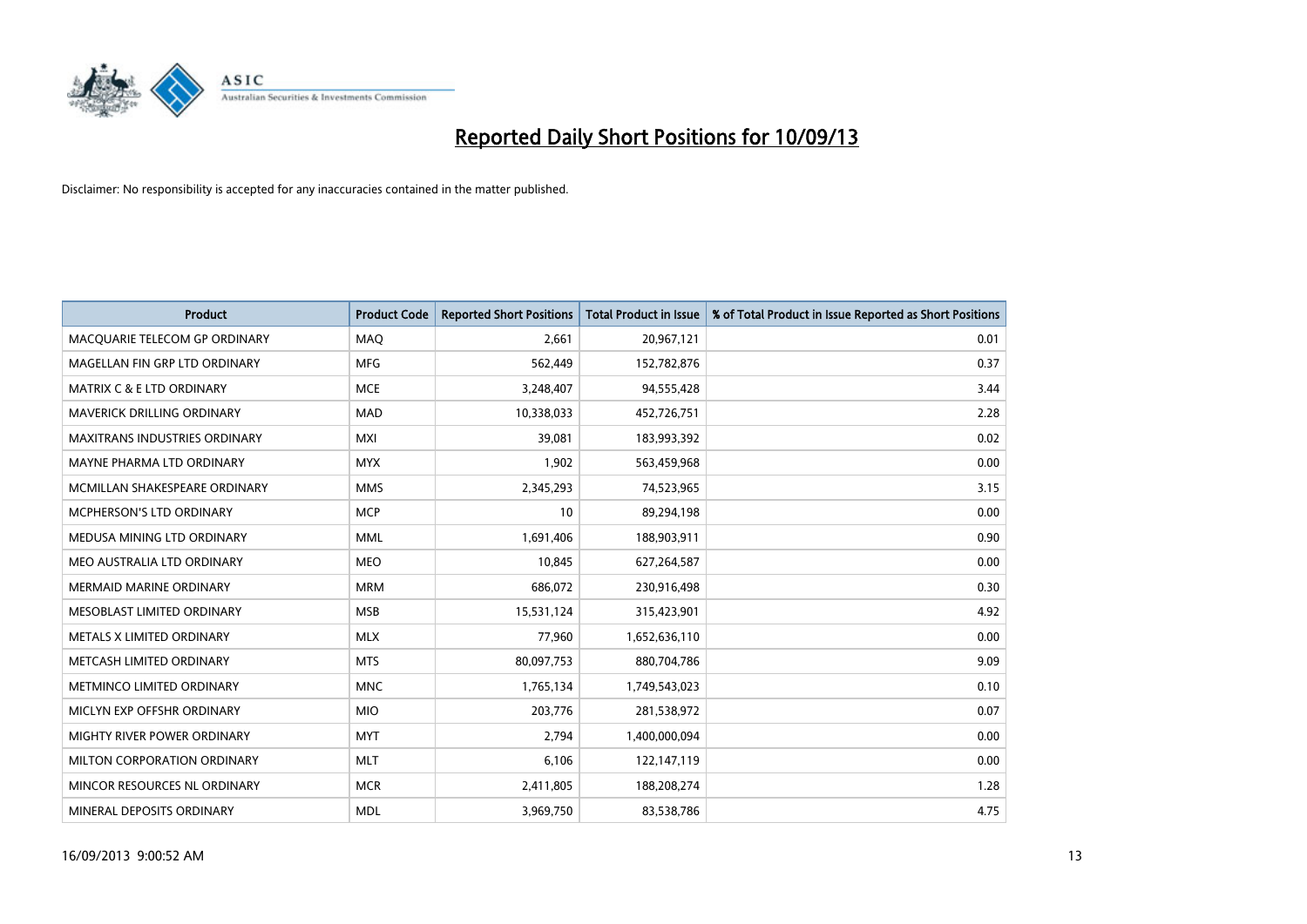# Reported Daily Short Positions for 10/09/13

Disclaimer: No responsibility is accepted for any inaccuracies contained in the matter published.

| Product | Product Code | Reported Short Positions | Total Product in Issue | % of Total Product in Issue Reported as Short Positions |
|---|---|---|---|---|
| MACQUARIE TELECOM GP ORDINARY | MAQ | 2,661 | 20,967,121 | 0.01 |
| MAGELLAN FIN GRP LTD ORDINARY | MFG | 562,449 | 152,782,876 | 0.37 |
| MATRIX C & E LTD ORDINARY | MCE | 3,248,407 | 94,555,428 | 3.44 |
| MAVERICK DRILLING ORDINARY | MAD | 10,338,033 | 452,726,751 | 2.28 |
| MAXITRANS INDUSTRIES ORDINARY | MXI | 39,081 | 183,993,392 | 0.02 |
| MAYNE PHARMA LTD ORDINARY | MYX | 1,902 | 563,459,968 | 0.00 |
| MCMILLAN SHAKESPEARE ORDINARY | MMS | 2,345,293 | 74,523,965 | 3.15 |
| MCPHERSON'S LTD ORDINARY | MCP | 10 | 89,294,198 | 0.00 |
| MEDUSA MINING LTD ORDINARY | MML | 1,691,406 | 188,903,911 | 0.90 |
| MEO AUSTRALIA LTD ORDINARY | MEO | 10,845 | 627,264,587 | 0.00 |
| MERMAID MARINE ORDINARY | MRM | 686,072 | 230,916,498 | 0.30 |
| MESOBLAST LIMITED ORDINARY | MSB | 15,531,124 | 315,423,901 | 4.92 |
| METALS X LIMITED ORDINARY | MLX | 77,960 | 1,652,636,110 | 0.00 |
| METCASH LIMITED ORDINARY | MTS | 80,097,753 | 880,704,786 | 9.09 |
| METMINCO LIMITED ORDINARY | MNC | 1,765,134 | 1,749,543,023 | 0.10 |
| MICLYN EXP OFFSHR ORDINARY | MIO | 203,776 | 281,538,972 | 0.07 |
| MIGHTY RIVER POWER ORDINARY | MYT | 2,794 | 1,400,000,094 | 0.00 |
| MILTON CORPORATION ORDINARY | MLT | 6,106 | 122,147,119 | 0.00 |
| MINCOR RESOURCES NL ORDINARY | MCR | 2,411,805 | 188,208,274 | 1.28 |
| MINERAL DEPOSITS ORDINARY | MDL | 3,969,750 | 83,538,786 | 4.75 |

16/09/2013 9:00:52 AM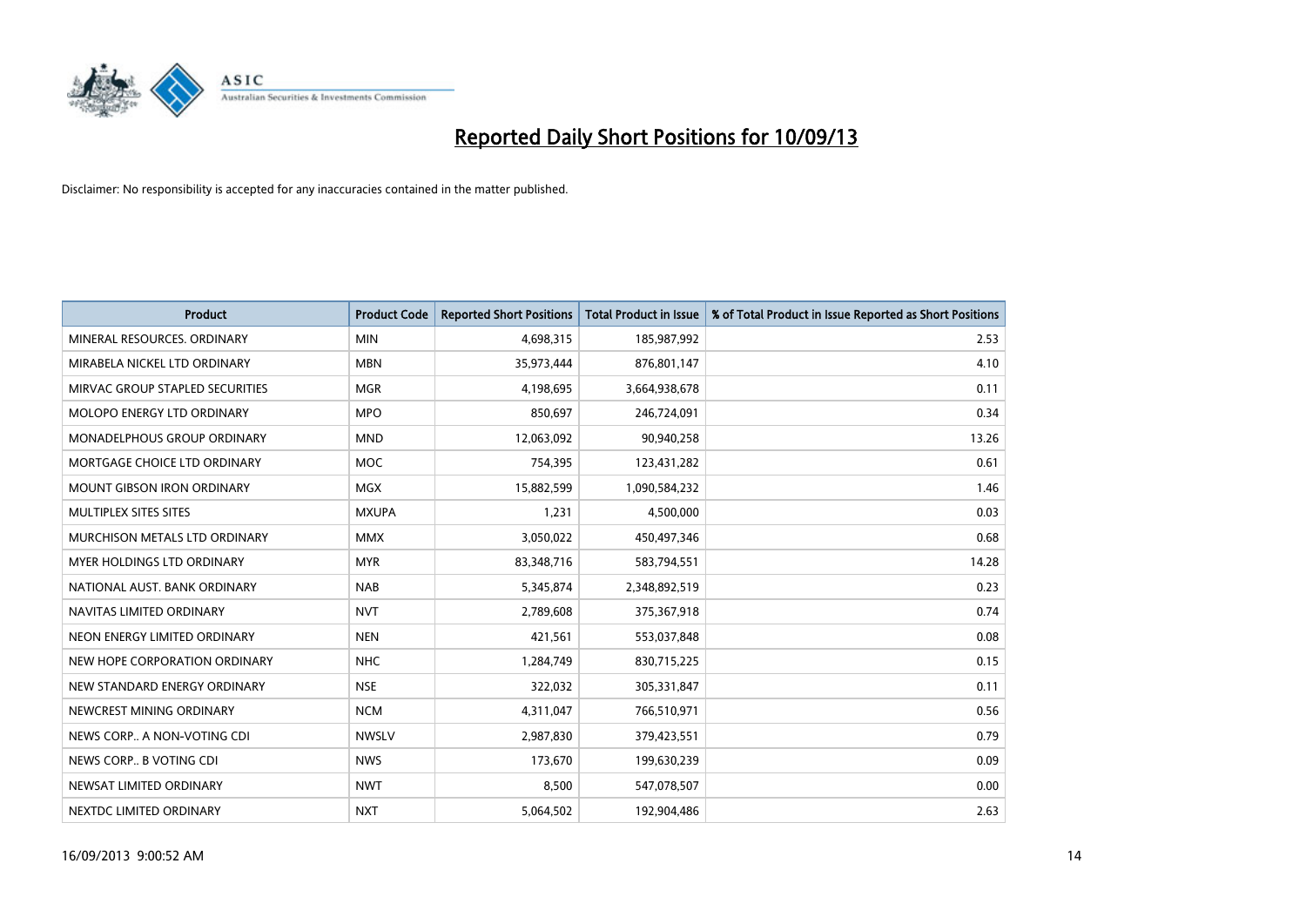# Reported Daily Short Positions for 10/09/13

Disclaimer: No responsibility is accepted for any inaccuracies contained in the matter published.

| Product | Product Code | Reported Short Positions | Total Product in Issue | % of Total Product in Issue Reported as Short Positions |
|---|---|---|---|---|
| MINERAL RESOURCES. ORDINARY | MIN | 4,698,315 | 185,987,992 | 2.53 |
| MIRABELA NICKEL LTD ORDINARY | MBN | 35,973,444 | 876,801,147 | 4.10 |
| MIRVAC GROUP STAPLED SECURITIES | MGR | 4,198,695 | 3,664,938,678 | 0.11 |
| MOLOPO ENERGY LTD ORDINARY | MPO | 850,697 | 246,724,091 | 0.34 |
| MONADELPHOUS GROUP ORDINARY | MND | 12,063,092 | 90,940,258 | 13.26 |
| MORTGAGE CHOICE LTD ORDINARY | MOC | 754,395 | 123,431,282 | 0.61 |
| MOUNT GIBSON IRON ORDINARY | MGX | 15,882,599 | 1,090,584,232 | 1.46 |
| MULTIPLEX SITES SITES | MXUPA | 1,231 | 4,500,000 | 0.03 |
| MURCHISON METALS LTD ORDINARY | MMX | 3,050,022 | 450,497,346 | 0.68 |
| MYER HOLDINGS LTD ORDINARY | MYR | 83,348,716 | 583,794,551 | 14.28 |
| NATIONAL AUST. BANK ORDINARY | NAB | 5,345,874 | 2,348,892,519 | 0.23 |
| NAVITAS LIMITED ORDINARY | NVT | 2,789,608 | 375,367,918 | 0.74 |
| NEON ENERGY LIMITED ORDINARY | NEN | 421,561 | 553,037,848 | 0.08 |
| NEW HOPE CORPORATION ORDINARY | NHC | 1,284,749 | 830,715,225 | 0.15 |
| NEW STANDARD ENERGY ORDINARY | NSE | 322,032 | 305,331,847 | 0.11 |
| NEWCREST MINING ORDINARY | NCM | 4,311,047 | 766,510,971 | 0.56 |
| NEWS CORP.. A NON-VOTING CDI | NWSLV | 2,987,830 | 379,423,551 | 0.79 |
| NEWS CORP.. B VOTING CDI | NWS | 173,670 | 199,630,239 | 0.09 |
| NEWSAT LIMITED ORDINARY | NWT | 8,500 | 547,078,507 | 0.00 |
| NEXTDC LIMITED ORDINARY | NXT | 5,064,502 | 192,904,486 | 2.63 |

16/09/2013 9:00:52 AM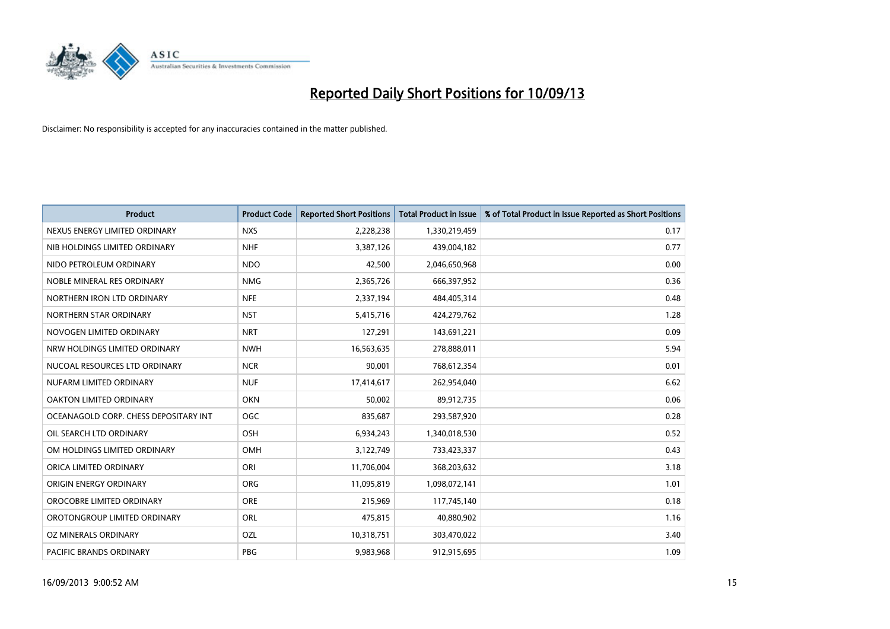# Reported Daily Short Positions for 10/09/13

Disclaimer: No responsibility is accepted for any inaccuracies contained in the matter published.

| Product | Product Code | Reported Short Positions | Total Product in Issue | % of Total Product in Issue Reported as Short Positions |
|---|---|---|---|---|
| NEXUS ENERGY LIMITED ORDINARY | NXS | 2,228,238 | 1,330,219,459 | 0.17 |
| NIB HOLDINGS LIMITED ORDINARY | NHF | 3,387,126 | 439,004,182 | 0.77 |
| NIDO PETROLEUM ORDINARY | NDO | 42,500 | 2,046,650,968 | 0.00 |
| NOBLE MINERAL RES ORDINARY | NMG | 2,365,726 | 666,397,952 | 0.36 |
| NORTHERN IRON LTD ORDINARY | NFE | 2,337,194 | 484,405,314 | 0.48 |
| NORTHERN STAR ORDINARY | NST | 5,415,716 | 424,279,762 | 1.28 |
| NOVOGEN LIMITED ORDINARY | NRT | 127,291 | 143,691,221 | 0.09 |
| NRW HOLDINGS LIMITED ORDINARY | NWH | 16,563,635 | 278,888,011 | 5.94 |
| NUCOAL RESOURCES LTD ORDINARY | NCR | 90,001 | 768,612,354 | 0.01 |
| NUFARM LIMITED ORDINARY | NUF | 17,414,617 | 262,954,040 | 6.62 |
| OAKTON LIMITED ORDINARY | OKN | 50,002 | 89,912,735 | 0.06 |
| OCEANAGOLD CORP. CHESS DEPOSITARY INT | OGC | 835,687 | 293,587,920 | 0.28 |
| OIL SEARCH LTD ORDINARY | OSH | 6,934,243 | 1,340,018,530 | 0.52 |
| OM HOLDINGS LIMITED ORDINARY | OMH | 3,122,749 | 733,423,337 | 0.43 |
| ORICA LIMITED ORDINARY | ORI | 11,706,004 | 368,203,632 | 3.18 |
| ORIGIN ENERGY ORDINARY | ORG | 11,095,819 | 1,098,072,141 | 1.01 |
| OROCOBRE LIMITED ORDINARY | ORE | 215,969 | 117,745,140 | 0.18 |
| OROTONGROUP LIMITED ORDINARY | ORL | 475,815 | 40,880,902 | 1.16 |
| OZ MINERALS ORDINARY | OZL | 10,318,751 | 303,470,022 | 3.40 |
| PACIFIC BRANDS ORDINARY | PBG | 9,983,968 | 912,915,695 | 1.09 |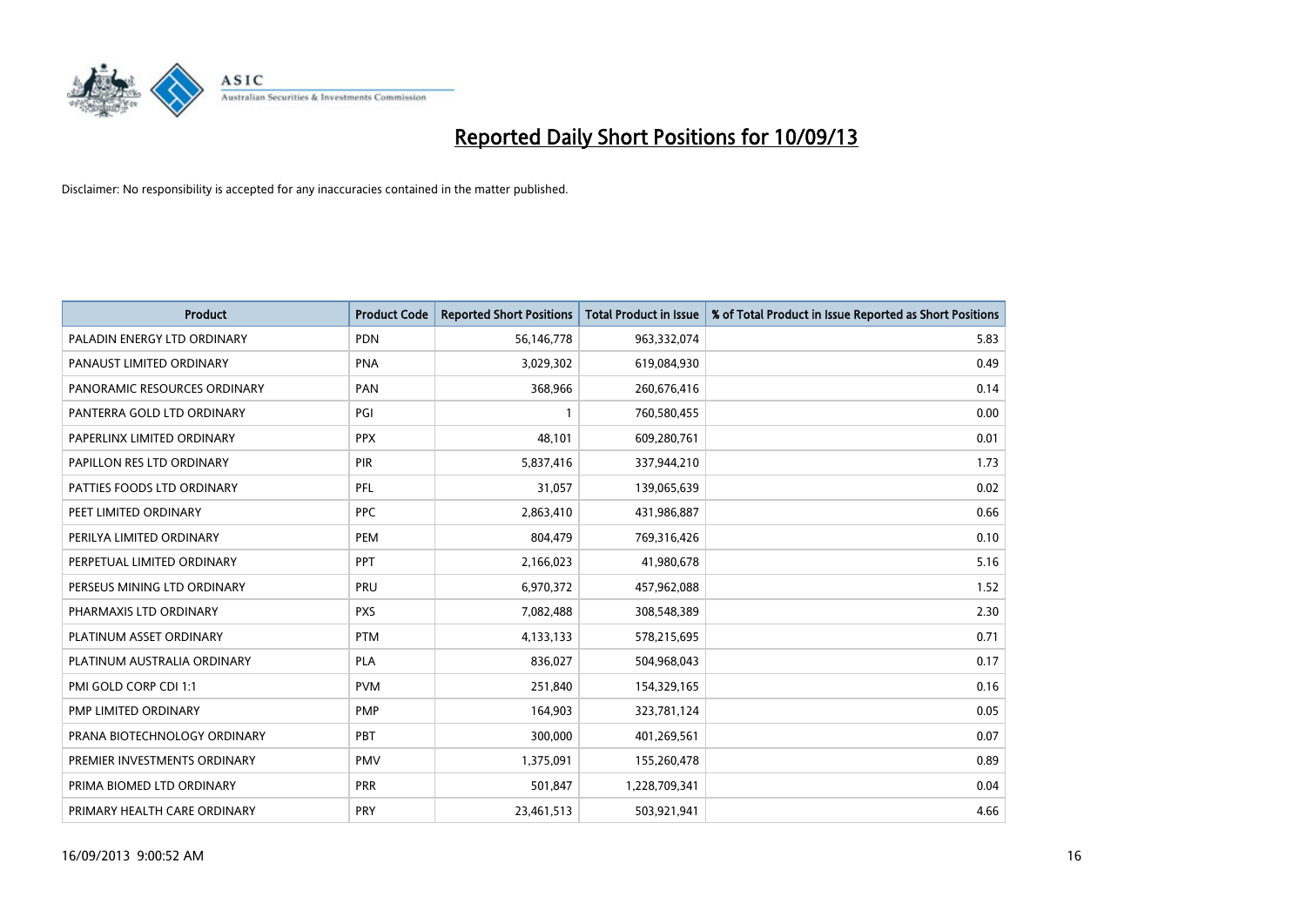# Reported Daily Short Positions for 10/09/13

Disclaimer: No responsibility is accepted for any inaccuracies contained in the matter published.

| Product | Product Code | Reported Short Positions | Total Product in Issue | % of Total Product in Issue Reported as Short Positions |
|---|---|---|---|---|
| PALADIN ENERGY LTD ORDINARY | PDN | 56,146,778 | 963,332,074 | 5.83 |
| PANAUST LIMITED ORDINARY | PNA | 3,029,302 | 619,084,930 | 0.49 |
| PANORAMIC RESOURCES ORDINARY | PAN | 368,966 | 260,676,416 | 0.14 |
| PANTERRA GOLD LTD ORDINARY | PGI | 1 | 760,580,455 | 0.00 |
| PAPERLINX LIMITED ORDINARY | PPX | 48,101 | 609,280,761 | 0.01 |
| PAPILLON RES LTD ORDINARY | PIR | 5,837,416 | 337,944,210 | 1.73 |
| PATTIES FOODS LTD ORDINARY | PFL | 31,057 | 139,065,639 | 0.02 |
| PEET LIMITED ORDINARY | PPC | 2,863,410 | 431,986,887 | 0.66 |
| PERILYA LIMITED ORDINARY | PEM | 804,479 | 769,316,426 | 0.10 |
| PERPETUAL LIMITED ORDINARY | PPT | 2,166,023 | 41,980,678 | 5.16 |
| PERSEUS MINING LTD ORDINARY | PRU | 6,970,372 | 457,962,088 | 1.52 |
| PHARMAXIS LTD ORDINARY | PXS | 7,082,488 | 308,548,389 | 2.30 |
| PLATINUM ASSET ORDINARY | PTM | 4,133,133 | 578,215,695 | 0.71 |
| PLATINUM AUSTRALIA ORDINARY | PLA | 836,027 | 504,968,043 | 0.17 |
| PMI GOLD CORP CDI 1:1 | PVM | 251,840 | 154,329,165 | 0.16 |
| PMP LIMITED ORDINARY | PMP | 164,903 | 323,781,124 | 0.05 |
| PRANA BIOTECHNOLOGY ORDINARY | PBT | 300,000 | 401,269,561 | 0.07 |
| PREMIER INVESTMENTS ORDINARY | PMV | 1,375,091 | 155,260,478 | 0.89 |
| PRIMA BIOMED LTD ORDINARY | PRR | 501,847 | 1,228,709,341 | 0.04 |
| PRIMARY HEALTH CARE ORDINARY | PRY | 23,461,513 | 503,921,941 | 4.66 |

16/09/2013 9:00:52 AM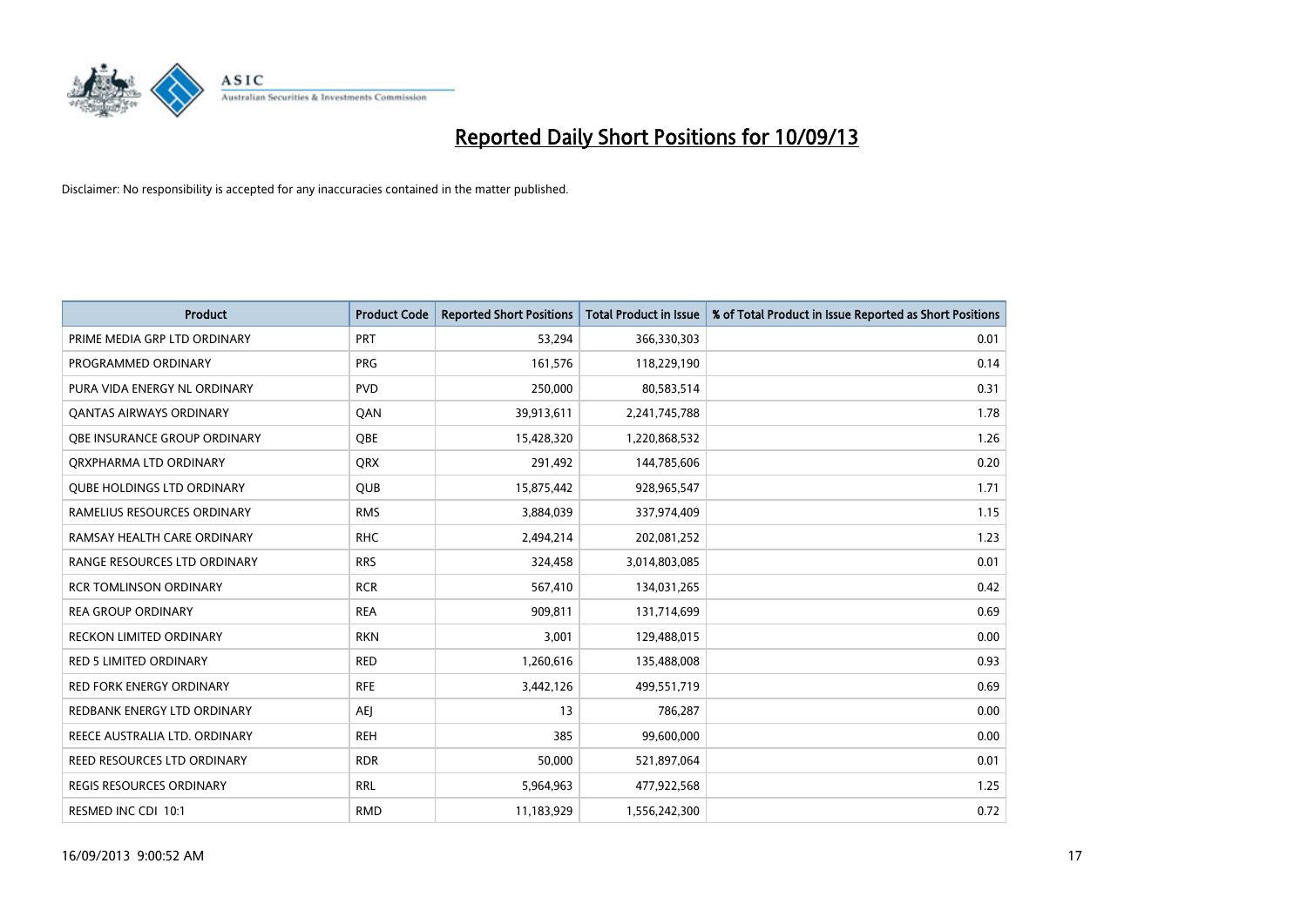# Reported Daily Short Positions for 10/09/13

Disclaimer: No responsibility is accepted for any inaccuracies contained in the matter published.

| Product | Product Code | Reported Short Positions | Total Product in Issue | % of Total Product in Issue Reported as Short Positions |
|---|---|---|---|---|
| PRIME MEDIA GRP LTD ORDINARY | PRT | 53,294 | 366,330,303 | 0.01 |
| PROGRAMMED ORDINARY | PRG | 161,576 | 118,229,190 | 0.14 |
| PURA VIDA ENERGY NL ORDINARY | PVD | 250,000 | 80,583,514 | 0.31 |
| QANTAS AIRWAYS ORDINARY | QAN | 39,913,611 | 2,241,745,788 | 1.78 |
| QBE INSURANCE GROUP ORDINARY | QBE | 15,428,320 | 1,220,868,532 | 1.26 |
| QRXPHARMA LTD ORDINARY | QRX | 291,492 | 144,785,606 | 0.20 |
| QUBE HOLDINGS LTD ORDINARY | QUB | 15,875,442 | 928,965,547 | 1.71 |
| RAMELIUS RESOURCES ORDINARY | RMS | 3,884,039 | 337,974,409 | 1.15 |
| RAMSAY HEALTH CARE ORDINARY | RHC | 2,494,214 | 202,081,252 | 1.23 |
| RANGE RESOURCES LTD ORDINARY | RRS | 324,458 | 3,014,803,085 | 0.01 |
| RCR TOMLINSON ORDINARY | RCR | 567,410 | 134,031,265 | 0.42 |
| REA GROUP ORDINARY | REA | 909,811 | 131,714,699 | 0.69 |
| RECKON LIMITED ORDINARY | RKN | 3,001 | 129,488,015 | 0.00 |
| RED 5 LIMITED ORDINARY | RED | 1,260,616 | 135,488,008 | 0.93 |
| RED FORK ENERGY ORDINARY | RFE | 3,442,126 | 499,551,719 | 0.69 |
| REDBANK ENERGY LTD ORDINARY | AEJ | 13 | 786,287 | 0.00 |
| REECE AUSTRALIA LTD. ORDINARY | REH | 385 | 99,600,000 | 0.00 |
| REED RESOURCES LTD ORDINARY | RDR | 50,000 | 521,897,064 | 0.01 |
| REGIS RESOURCES ORDINARY | RRL | 5,964,963 | 477,922,568 | 1.25 |
| RESMED INC CDI 10:1 | RMD | 11,183,929 | 1,556,242,300 | 0.72 |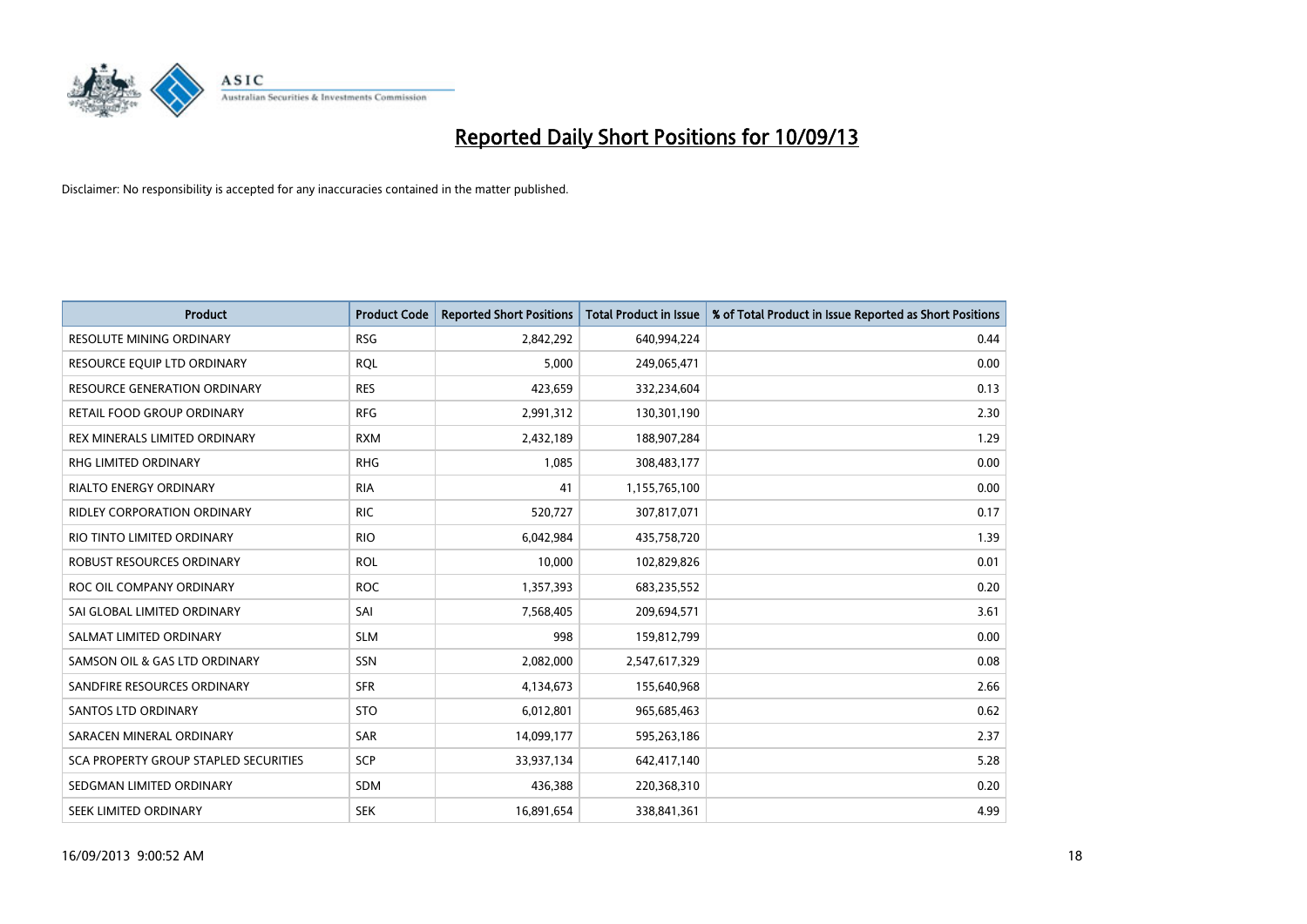# Reported Daily Short Positions for 10/09/13

Disclaimer: No responsibility is accepted for any inaccuracies contained in the matter published.

| Product | Product Code | Reported Short Positions | Total Product in Issue | % of Total Product in Issue Reported as Short Positions |
|---|---|---|---|---|
| RESOLUTE MINING ORDINARY | RSG | 2,842,292 | 640,994,224 | 0.44 |
| RESOURCE EQUIP LTD ORDINARY | RQL | 5,000 | 249,065,471 | 0.00 |
| RESOURCE GENERATION ORDINARY | RES | 423,659 | 332,234,604 | 0.13 |
| RETAIL FOOD GROUP ORDINARY | RFG | 2,991,312 | 130,301,190 | 2.30 |
| REX MINERALS LIMITED ORDINARY | RXM | 2,432,189 | 188,907,284 | 1.29 |
| RHG LIMITED ORDINARY | RHG | 1,085 | 308,483,177 | 0.00 |
| RIALTO ENERGY ORDINARY | RIA | 41 | 1,155,765,100 | 0.00 |
| RIDLEY CORPORATION ORDINARY | RIC | 520,727 | 307,817,071 | 0.17 |
| RIO TINTO LIMITED ORDINARY | RIO | 6,042,984 | 435,758,720 | 1.39 |
| ROBUST RESOURCES ORDINARY | ROL | 10,000 | 102,829,826 | 0.01 |
| ROC OIL COMPANY ORDINARY | ROC | 1,357,393 | 683,235,552 | 0.20 |
| SAI GLOBAL LIMITED ORDINARY | SAI | 7,568,405 | 209,694,571 | 3.61 |
| SALMAT LIMITED ORDINARY | SLM | 998 | 159,812,799 | 0.00 |
| SAMSON OIL & GAS LTD ORDINARY | SSN | 2,082,000 | 2,547,617,329 | 0.08 |
| SANDFIRE RESOURCES ORDINARY | SFR | 4,134,673 | 155,640,968 | 2.66 |
| SANTOS LTD ORDINARY | STO | 6,012,801 | 965,685,463 | 0.62 |
| SARACEN MINERAL ORDINARY | SAR | 14,099,177 | 595,263,186 | 2.37 |
| SCA PROPERTY GROUP STAPLED SECURITIES | SCP | 33,937,134 | 642,417,140 | 5.28 |
| SEDGMAN LIMITED ORDINARY | SDM | 436,388 | 220,368,310 | 0.20 |
| SEEK LIMITED ORDINARY | SEK | 16,891,654 | 338,841,361 | 4.99 |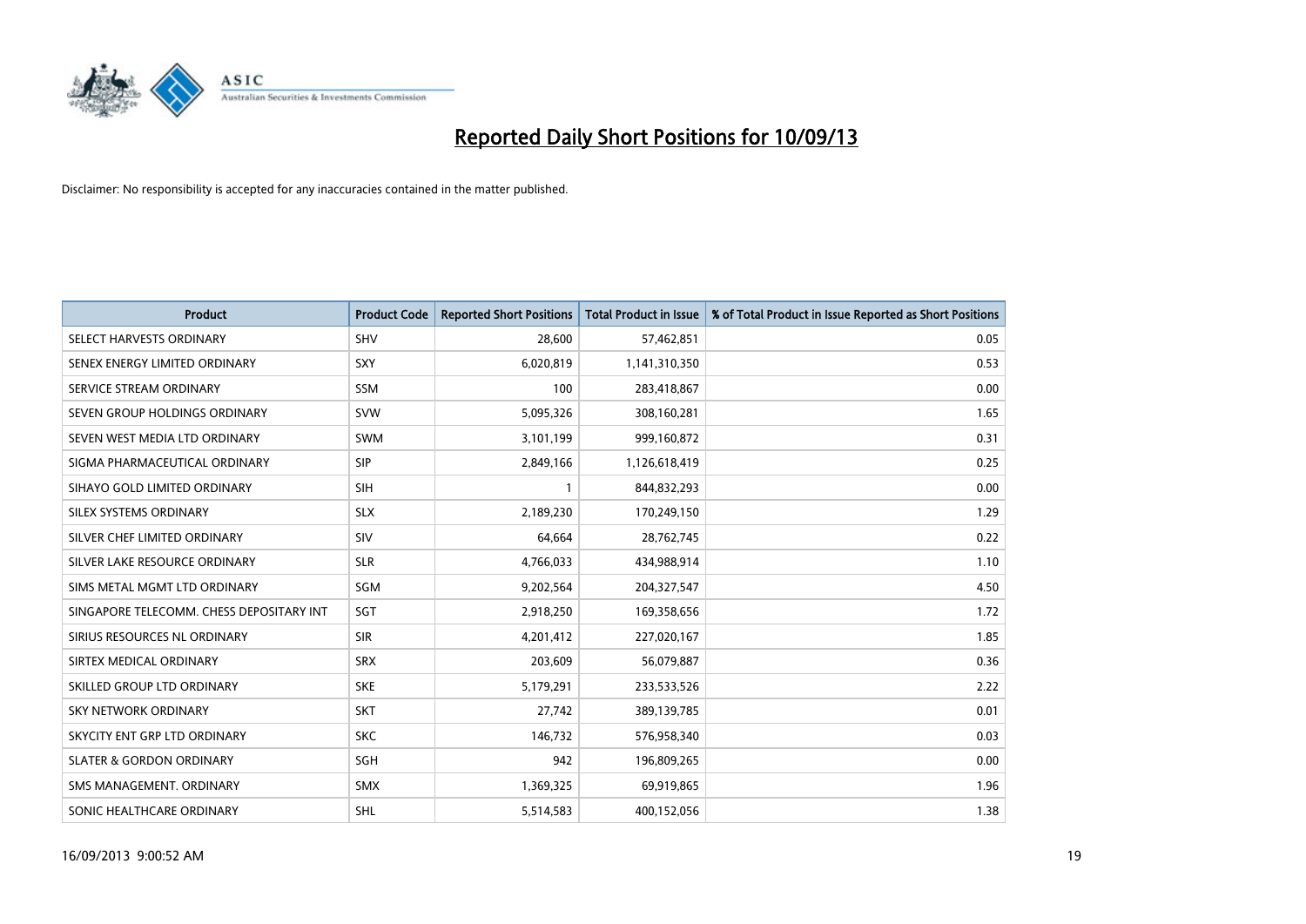# Reported Daily Short Positions for 10/09/13

Disclaimer: No responsibility is accepted for any inaccuracies contained in the matter published.

| Product | Product Code | Reported Short Positions | Total Product in Issue | % of Total Product in Issue Reported as Short Positions |
|---|---|---|---|---|
| SELECT HARVESTS ORDINARY | SHV | 28,600 | 57,462,851 | 0.05 |
| SENEX ENERGY LIMITED ORDINARY | SXY | 6,020,819 | 1,141,310,350 | 0.53 |
| SERVICE STREAM ORDINARY | SSM | 100 | 283,418,867 | 0.00 |
| SEVEN GROUP HOLDINGS ORDINARY | SVW | 5,095,326 | 308,160,281 | 1.65 |
| SEVEN WEST MEDIA LTD ORDINARY | SWM | 3,101,199 | 999,160,872 | 0.31 |
| SIGMA PHARMACEUTICAL ORDINARY | SIP | 2,849,166 | 1,126,618,419 | 0.25 |
| SIHAYO GOLD LIMITED ORDINARY | SIH | 1 | 844,832,293 | 0.00 |
| SILEX SYSTEMS ORDINARY | SLX | 2,189,230 | 170,249,150 | 1.29 |
| SILVER CHEF LIMITED ORDINARY | SIV | 64,664 | 28,762,745 | 0.22 |
| SILVER LAKE RESOURCE ORDINARY | SLR | 4,766,033 | 434,988,914 | 1.10 |
| SIMS METAL MGMT LTD ORDINARY | SGM | 9,202,564 | 204,327,547 | 4.50 |
| SINGAPORE TELECOMM. CHESS DEPOSITARY INT | SGT | 2,918,250 | 169,358,656 | 1.72 |
| SIRIUS RESOURCES NL ORDINARY | SIR | 4,201,412 | 227,020,167 | 1.85 |
| SIRTEX MEDICAL ORDINARY | SRX | 203,609 | 56,079,887 | 0.36 |
| SKILLED GROUP LTD ORDINARY | SKE | 5,179,291 | 233,533,526 | 2.22 |
| SKY NETWORK ORDINARY | SKT | 27,742 | 389,139,785 | 0.01 |
| SKYCITY ENT GRP LTD ORDINARY | SKC | 146,732 | 576,958,340 | 0.03 |
| SLATER & GORDON ORDINARY | SGH | 942 | 196,809,265 | 0.00 |
| SMS MANAGEMENT. ORDINARY | SMX | 1,369,325 | 69,919,865 | 1.96 |
| SONIC HEALTHCARE ORDINARY | SHL | 5,514,583 | 400,152,056 | 1.38 |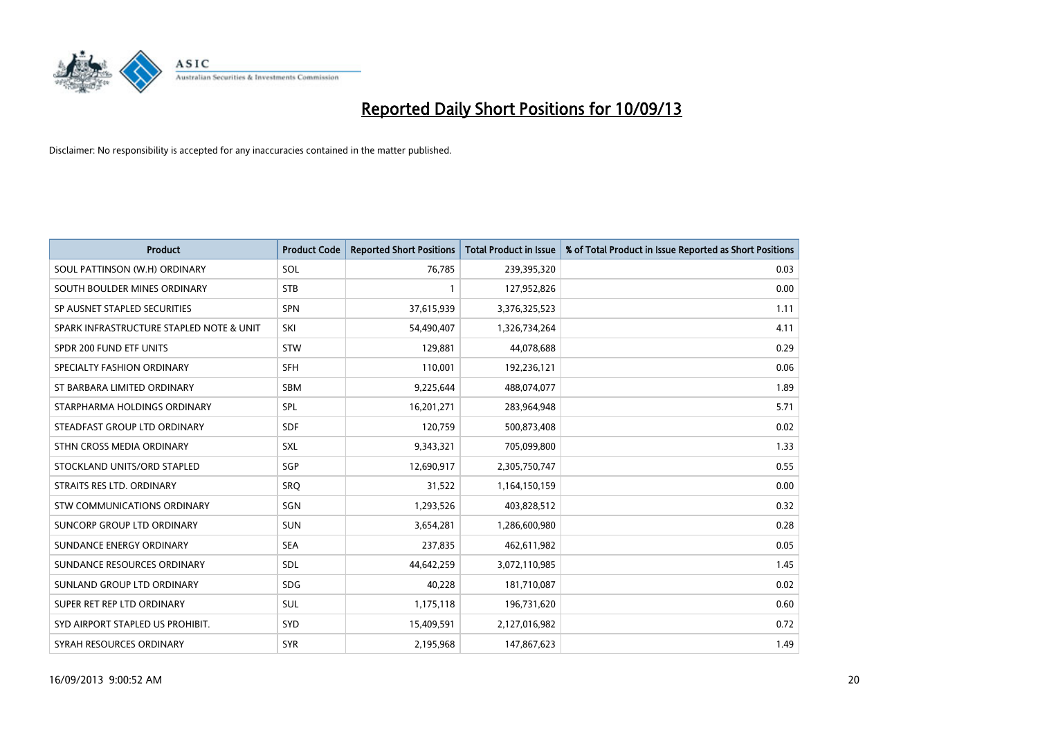# Reported Daily Short Positions for 10/09/13

Disclaimer: No responsibility is accepted for any inaccuracies contained in the matter published.

| Product | Product Code | Reported Short Positions | Total Product in Issue | % of Total Product in Issue Reported as Short Positions |
|---|---|---|---|---|
| SOUL PATTINSON (W.H) ORDINARY | SOL | 76,785 | 239,395,320 | 0.03 |
| SOUTH BOULDER MINES ORDINARY | STB | 1 | 127,952,826 | 0.00 |
| SP AUSNET STAPLED SECURITIES | SPN | 37,615,939 | 3,376,325,523 | 1.11 |
| SPARK INFRASTRUCTURE STAPLED NOTE & UNIT | SKI | 54,490,407 | 1,326,734,264 | 4.11 |
| SPDR 200 FUND ETF UNITS | STW | 129,881 | 44,078,688 | 0.29 |
| SPECIALTY FASHION ORDINARY | SFH | 110,001 | 192,236,121 | 0.06 |
| ST BARBARA LIMITED ORDINARY | SBM | 9,225,644 | 488,074,077 | 1.89 |
| STARPHARMA HOLDINGS ORDINARY | SPL | 16,201,271 | 283,964,948 | 5.71 |
| STEADFAST GROUP LTD ORDINARY | SDF | 120,759 | 500,873,408 | 0.02 |
| STHN CROSS MEDIA ORDINARY | SXL | 9,343,321 | 705,099,800 | 1.33 |
| STOCKLAND UNITS/ORD STAPLED | SGP | 12,690,917 | 2,305,750,747 | 0.55 |
| STRAITS RES LTD. ORDINARY | SRQ | 31,522 | 1,164,150,159 | 0.00 |
| STW COMMUNICATIONS ORDINARY | SGN | 1,293,526 | 403,828,512 | 0.32 |
| SUNCORP GROUP LTD ORDINARY | SUN | 3,654,281 | 1,286,600,980 | 0.28 |
| SUNDANCE ENERGY ORDINARY | SEA | 237,835 | 462,611,982 | 0.05 |
| SUNDANCE RESOURCES ORDINARY | SDL | 44,642,259 | 3,072,110,985 | 1.45 |
| SUNLAND GROUP LTD ORDINARY | SDG | 40,228 | 181,710,087 | 0.02 |
| SUPER RET REP LTD ORDINARY | SUL | 1,175,118 | 196,731,620 | 0.60 |
| SYD AIRPORT STAPLED US PROHIBIT. | SYD | 15,409,591 | 2,127,016,982 | 0.72 |
| SYRAH RESOURCES ORDINARY | SYR | 2,195,968 | 147,867,623 | 1.49 |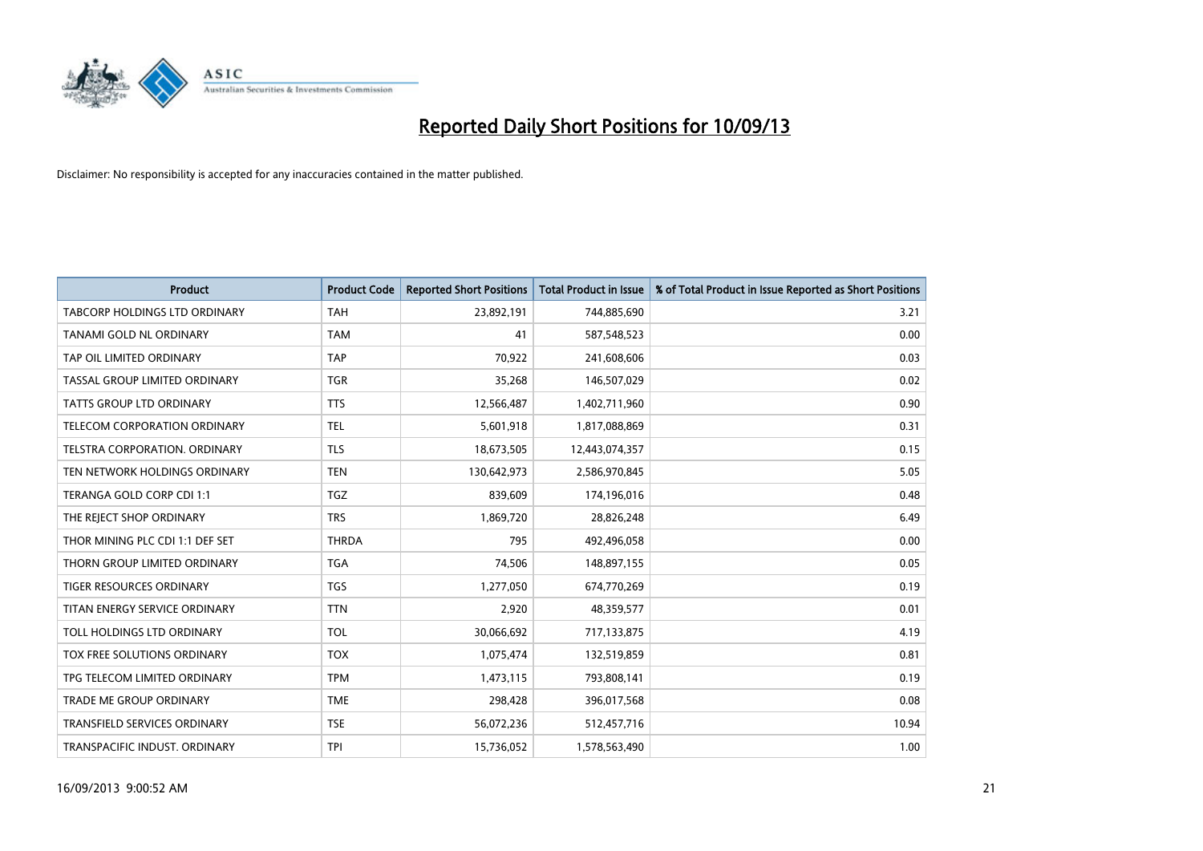# Reported Daily Short Positions for 10/09/13

Disclaimer: No responsibility is accepted for any inaccuracies contained in the matter published.

| Product | Product Code | Reported Short Positions | Total Product in Issue | % of Total Product in Issue Reported as Short Positions |
|---|---|---|---|---|
| TABCORP HOLDINGS LTD ORDINARY | TAH | 23,892,191 | 744,885,690 | 3.21 |
| TANAMI GOLD NL ORDINARY | TAM | 41 | 587,548,523 | 0.00 |
| TAP OIL LIMITED ORDINARY | TAP | 70,922 | 241,608,606 | 0.03 |
| TASSAL GROUP LIMITED ORDINARY | TGR | 35,268 | 146,507,029 | 0.02 |
| TATTS GROUP LTD ORDINARY | TTS | 12,566,487 | 1,402,711,960 | 0.90 |
| TELECOM CORPORATION ORDINARY | TEL | 5,601,918 | 1,817,088,869 | 0.31 |
| TELSTRA CORPORATION. ORDINARY | TLS | 18,673,505 | 12,443,074,357 | 0.15 |
| TEN NETWORK HOLDINGS ORDINARY | TEN | 130,642,973 | 2,586,970,845 | 5.05 |
| TERANGA GOLD CORP CDI 1:1 | TGZ | 839,609 | 174,196,016 | 0.48 |
| THE REJECT SHOP ORDINARY | TRS | 1,869,720 | 28,826,248 | 6.49 |
| THOR MINING PLC CDI 1:1 DEF SET | THRDA | 795 | 492,496,058 | 0.00 |
| THORN GROUP LIMITED ORDINARY | TGA | 74,506 | 148,897,155 | 0.05 |
| TIGER RESOURCES ORDINARY | TGS | 1,277,050 | 674,770,269 | 0.19 |
| TITAN ENERGY SERVICE ORDINARY | TTN | 2,920 | 48,359,577 | 0.01 |
| TOLL HOLDINGS LTD ORDINARY | TOL | 30,066,692 | 717,133,875 | 4.19 |
| TOX FREE SOLUTIONS ORDINARY | TOX | 1,075,474 | 132,519,859 | 0.81 |
| TPG TELECOM LIMITED ORDINARY | TPM | 1,473,115 | 793,808,141 | 0.19 |
| TRADE ME GROUP ORDINARY | TME | 298,428 | 396,017,568 | 0.08 |
| TRANSFIELD SERVICES ORDINARY | TSE | 56,072,236 | 512,457,716 | 10.94 |
| TRANSPACIFIC INDUST. ORDINARY | TPI | 15,736,052 | 1,578,563,490 | 1.00 |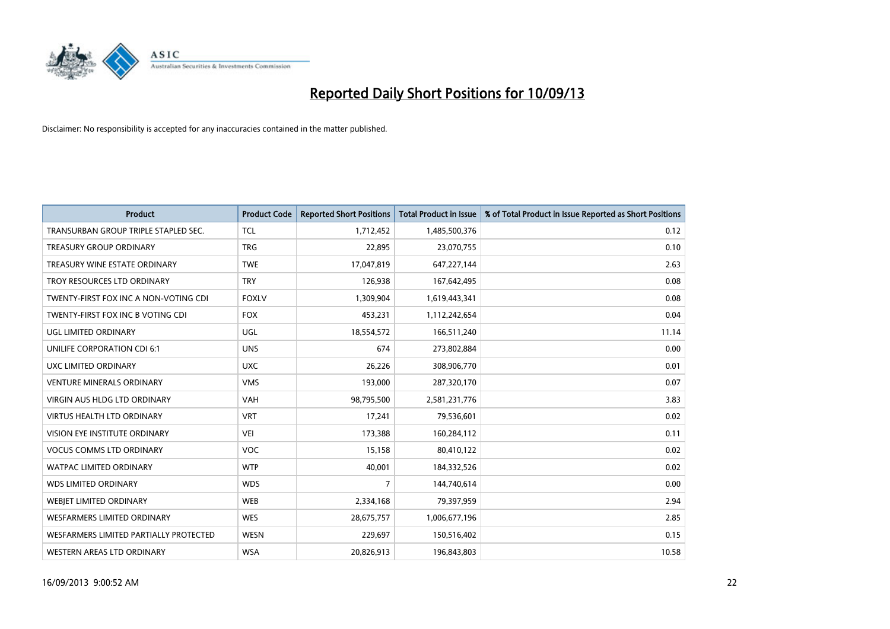# Reported Daily Short Positions for 10/09/13

Disclaimer: No responsibility is accepted for any inaccuracies contained in the matter published.

| Product | Product Code | Reported Short Positions | Total Product in Issue | % of Total Product in Issue Reported as Short Positions |
|---|---|---|---|---|
| TRANSURBAN GROUP TRIPLE STAPLED SEC. | TCL | 1,712,452 | 1,485,500,376 | 0.12 |
| TREASURY GROUP ORDINARY | TRG | 22,895 | 23,070,755 | 0.10 |
| TREASURY WINE ESTATE ORDINARY | TWE | 17,047,819 | 647,227,144 | 2.63 |
| TROY RESOURCES LTD ORDINARY | TRY | 126,938 | 167,642,495 | 0.08 |
| TWENTY-FIRST FOX INC A NON-VOTING CDI | FOXLV | 1,309,904 | 1,619,443,341 | 0.08 |
| TWENTY-FIRST FOX INC B VOTING CDI | FOX | 453,231 | 1,112,242,654 | 0.04 |
| UGL LIMITED ORDINARY | UGL | 18,554,572 | 166,511,240 | 11.14 |
| UNILIFE CORPORATION CDI 6:1 | UNS | 674 | 273,802,884 | 0.00 |
| UXC LIMITED ORDINARY | UXC | 26,226 | 308,906,770 | 0.01 |
| VENTURE MINERALS ORDINARY | VMS | 193,000 | 287,320,170 | 0.07 |
| VIRGIN AUS HLDG LTD ORDINARY | VAH | 98,795,500 | 2,581,231,776 | 3.83 |
| VIRTUS HEALTH LTD ORDINARY | VRT | 17,241 | 79,536,601 | 0.02 |
| VISION EYE INSTITUTE ORDINARY | VEI | 173,388 | 160,284,112 | 0.11 |
| VOCUS COMMS LTD ORDINARY | VOC | 15,158 | 80,410,122 | 0.02 |
| WATPAC LIMITED ORDINARY | WTP | 40,001 | 184,332,526 | 0.02 |
| WDS LIMITED ORDINARY | WDS | 7 | 144,740,614 | 0.00 |
| WEBJET LIMITED ORDINARY | WEB | 2,334,168 | 79,397,959 | 2.94 |
| WESFARMERS LIMITED ORDINARY | WES | 28,675,757 | 1,006,677,196 | 2.85 |
| WESFARMERS LIMITED PARTIALLY PROTECTED | WESN | 229,697 | 150,516,402 | 0.15 |
| WESTERN AREAS LTD ORDINARY | WSA | 20,826,913 | 196,843,803 | 10.58 |

16/09/2013 9:00:52 AM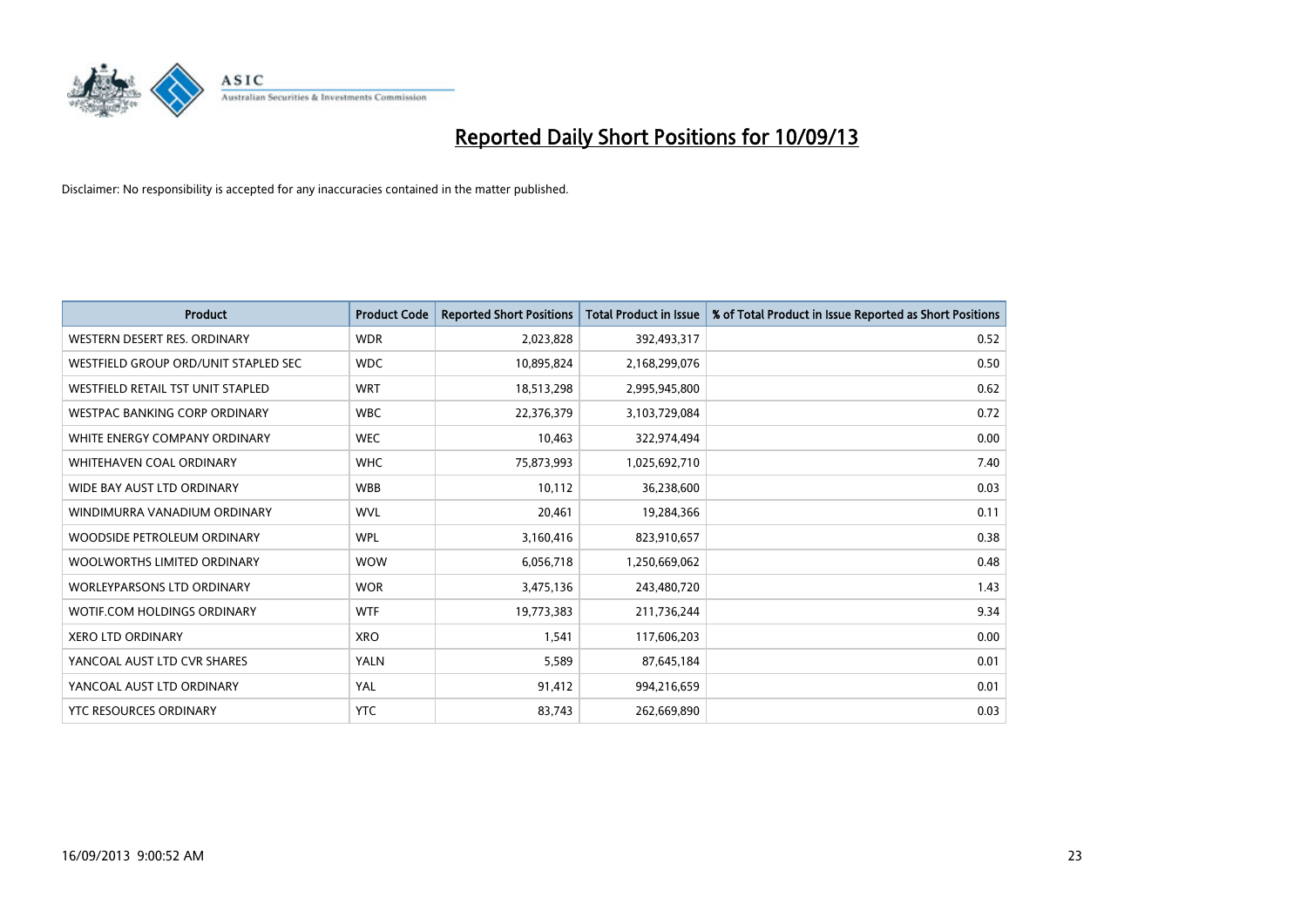# Reported Daily Short Positions for 10/09/13

Disclaimer: No responsibility is accepted for any inaccuracies contained in the matter published.

| Product | Product Code | Reported Short Positions | Total Product in Issue | % of Total Product in Issue Reported as Short Positions |
| --- | --- | --- | --- | --- |
| WESTERN DESERT RES. ORDINARY | WDR | 2,023,828 | 392,493,317 | 0.52 |
| WESTFIELD GROUP ORD/UNIT STAPLED SEC | WDC | 10,895,824 | 2,168,299,076 | 0.50 |
| WESTFIELD RETAIL TST UNIT STAPLED | WRT | 18,513,298 | 2,995,945,800 | 0.62 |
| WESTPAC BANKING CORP ORDINARY | WBC | 22,376,379 | 3,103,729,084 | 0.72 |
| WHITE ENERGY COMPANY ORDINARY | WEC | 10,463 | 322,974,494 | 0.00 |
| WHITEHAVEN COAL ORDINARY | WHC | 75,873,993 | 1,025,692,710 | 7.40 |
| WIDE BAY AUST LTD ORDINARY | WBB | 10,112 | 36,238,600 | 0.03 |
| WINDIMURRA VANADIUM ORDINARY | WVL | 20,461 | 19,284,366 | 0.11 |
| WOODSIDE PETROLEUM ORDINARY | WPL | 3,160,416 | 823,910,657 | 0.38 |
| WOOLWORTHS LIMITED ORDINARY | WOW | 6,056,718 | 1,250,669,062 | 0.48 |
| WORLEYPARSONS LTD ORDINARY | WOR | 3,475,136 | 243,480,720 | 1.43 |
| WOTIF.COM HOLDINGS ORDINARY | WTF | 19,773,383 | 211,736,244 | 9.34 |
| XERO LTD ORDINARY | XRO | 1,541 | 117,606,203 | 0.00 |
| YANCOAL AUST LTD CVR SHARES | YALN | 5,589 | 87,645,184 | 0.01 |
| YANCOAL AUST LTD ORDINARY | YAL | 91,412 | 994,216,659 | 0.01 |
| YTC RESOURCES ORDINARY | YTC | 83,743 | 262,669,890 | 0.03 |

16/09/2013 9:00:52 AM